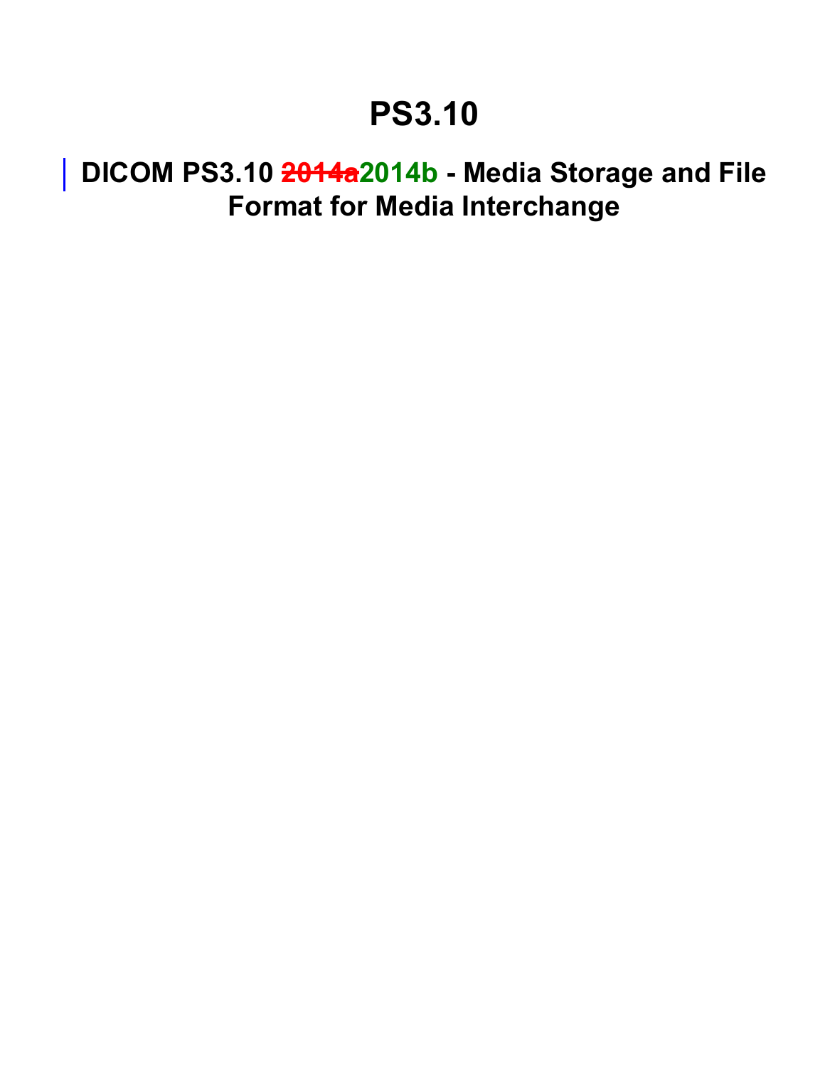# PS3.10

## DICOM PS3.10 ~~2014a~~2014b - Media Storage and File Format for Media Interchange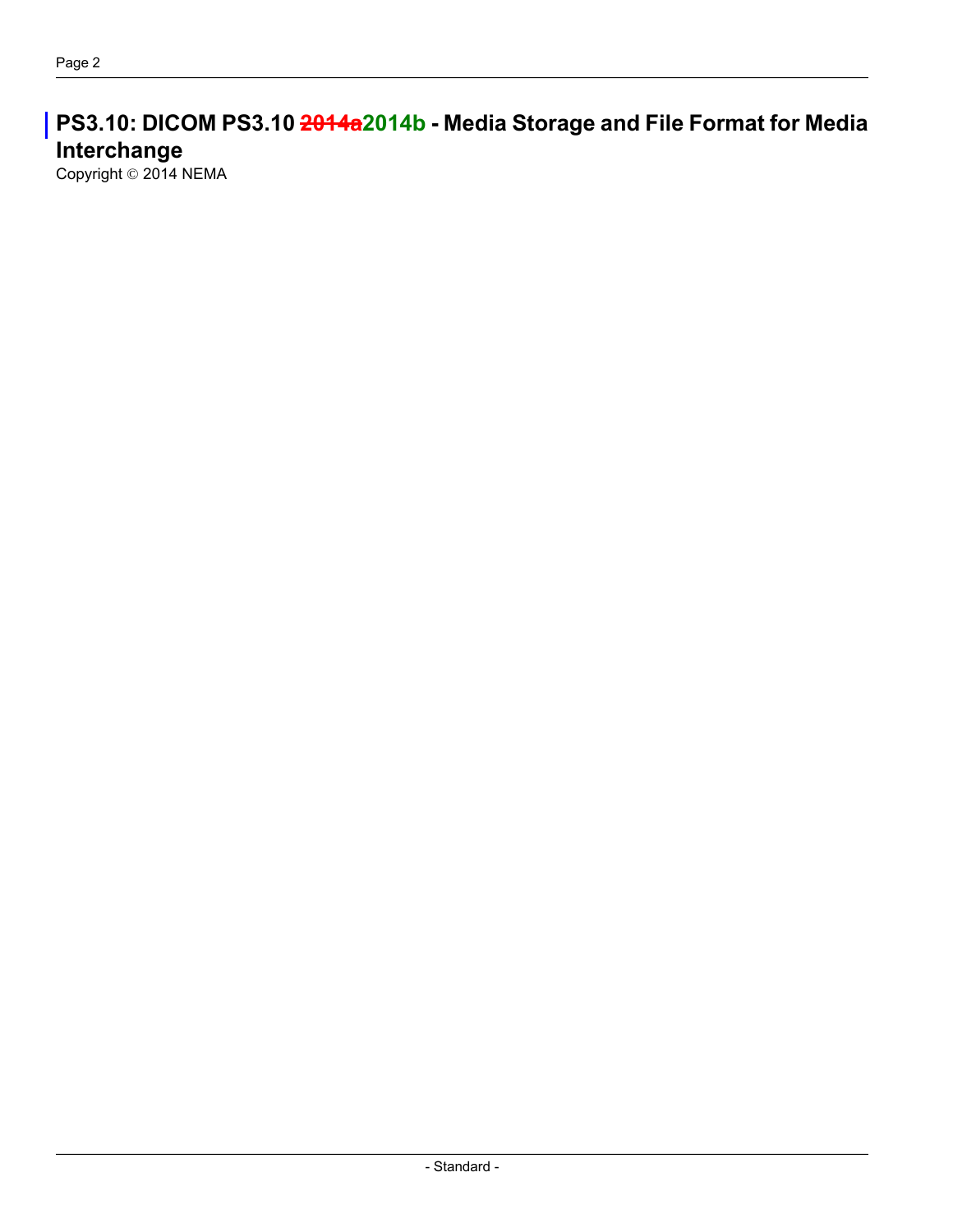# PS3.10: DICOM PS3.10 ~~2014a~~2014b - Media Storage and File Format for Media Interchange

Copyright © 2014 NEMA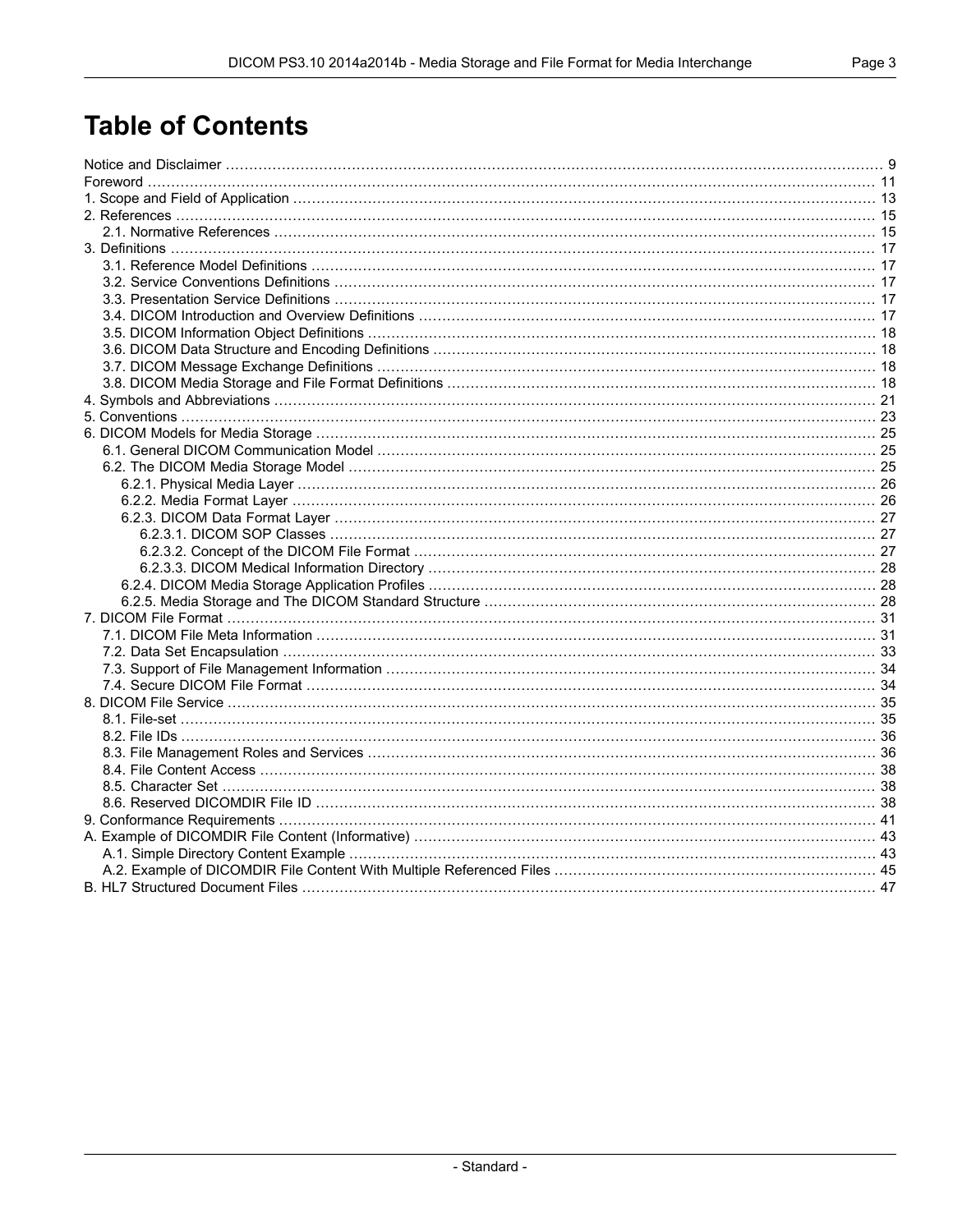# Table of Contents

Notice and Disclaimer ........ 9
Foreword ........ 11
1. Scope and Field of Application ........ 13
2. References ........ 15
 2.1. Normative References ........ 15
3. Definitions ........ 17
 3.1. Reference Model Definitions ........ 17
 3.2. Service Conventions Definitions ........ 17
 3.3. Presentation Service Definitions ........ 17
 3.4. DICOM Introduction and Overview Definitions ........ 17
 3.5. DICOM Information Object Definitions ........ 18
 3.6. DICOM Data Structure and Encoding Definitions ........ 18
 3.7. DICOM Message Exchange Definitions ........ 18
 3.8. DICOM Media Storage and File Format Definitions ........ 18
4. Symbols and Abbreviations ........ 21
5. Conventions ........ 23
6. DICOM Models for Media Storage ........ 25
 6.1. General DICOM Communication Model ........ 25
 6.2. The DICOM Media Storage Model ........ 25
  6.2.1. Physical Media Layer ........ 26
  6.2.2. Media Format Layer ........ 26
  6.2.3. DICOM Data Format Layer ........ 27
   6.2.3.1. DICOM SOP Classes ........ 27
   6.2.3.2. Concept of the DICOM File Format ........ 27
   6.2.3.3. DICOM Medical Information Directory ........ 28
  6.2.4. DICOM Media Storage Application Profiles ........ 28
  6.2.5. Media Storage and The DICOM Standard Structure ........ 28
7. DICOM File Format ........ 31
 7.1. DICOM File Meta Information ........ 31
 7.2. Data Set Encapsulation ........ 33
 7.3. Support of File Management Information ........ 34
 7.4. Secure DICOM File Format ........ 34
8. DICOM File Service ........ 35
 8.1. File-set ........ 35
 8.2. File IDs ........ 36
 8.3. File Management Roles and Services ........ 36
 8.4. File Content Access ........ 38
 8.5. Character Set ........ 38
 8.6. Reserved DICOMDIR File ID ........ 38
9. Conformance Requirements ........ 41
A. Example of DICOMDIR File Content (Informative) ........ 43
 A.1. Simple Directory Content Example ........ 43
 A.2. Example of DICOMDIR File Content With Multiple Referenced Files ........ 45
B. HL7 Structured Document Files ........ 47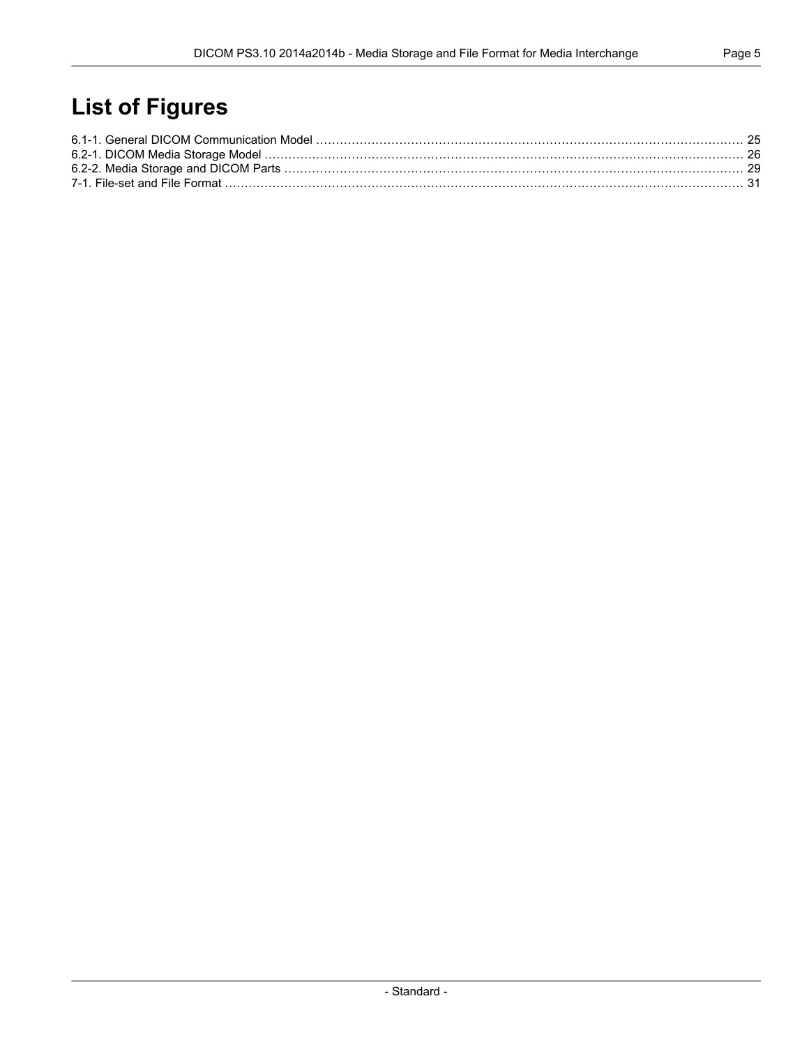# List of Figures

6.1-1. General DICOM Communication Model .......... 25
6.2-1. DICOM Media Storage Model .......... 26
6.2-2. Media Storage and DICOM Parts .......... 29
7-1. File-set and File Format .......... 31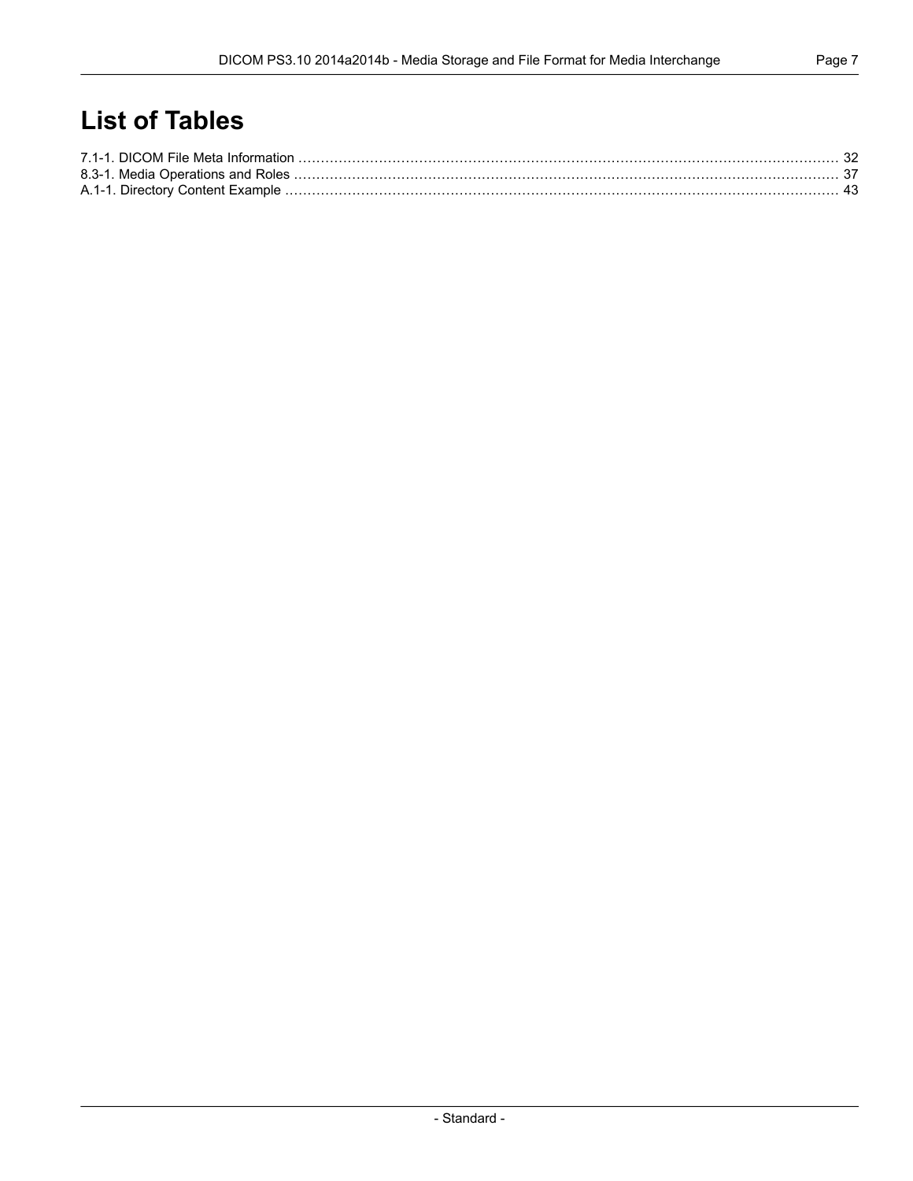# List of Tables

7.1-1. DICOM File Meta Information ........................................................................................................................ 32
8.3-1. Media Operations and Roles ........................................................................................................................ 37
A.1-1. Directory Content Example ........................................................................................................................ 43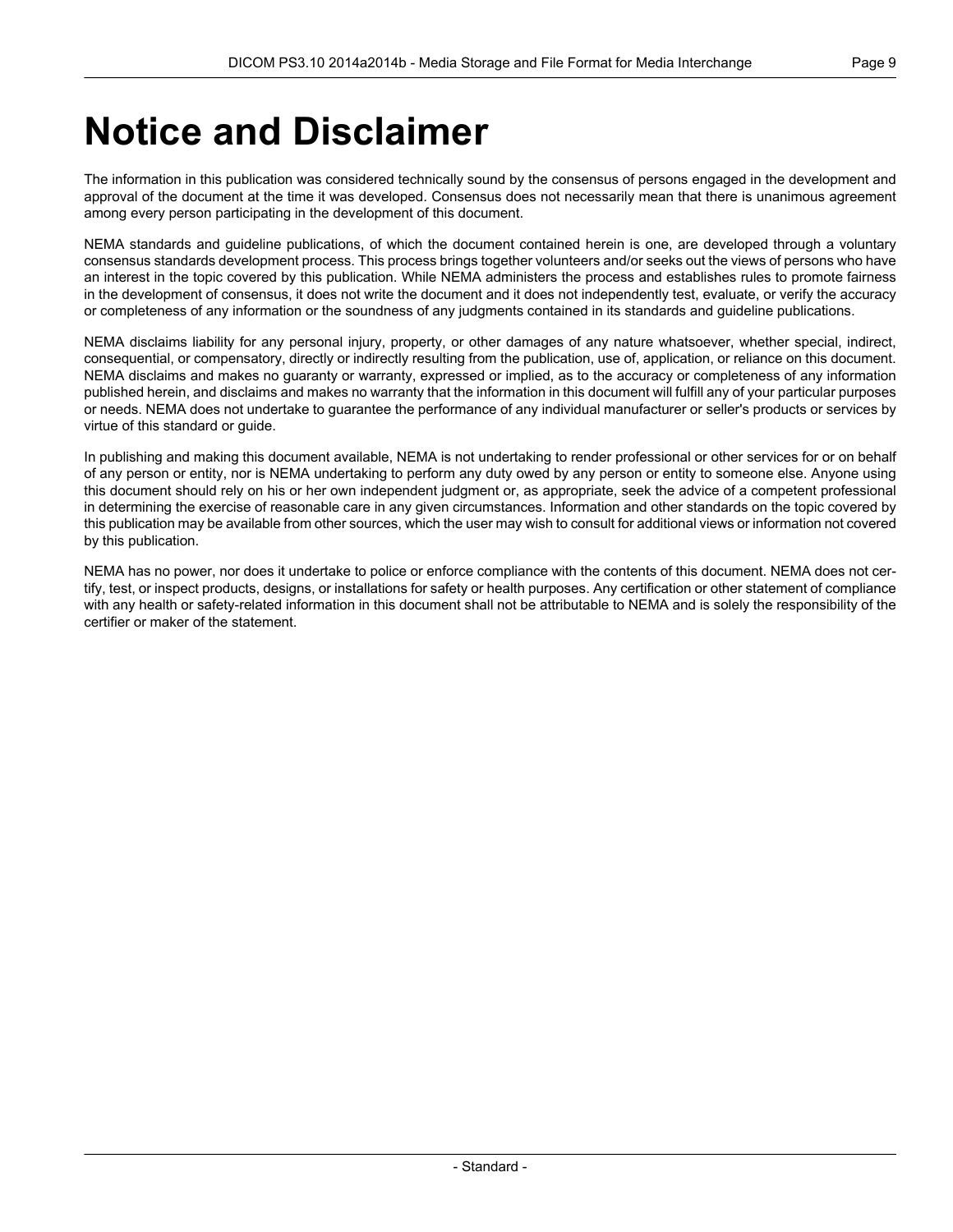# Notice and Disclaimer

The information in this publication was considered technically sound by the consensus of persons engaged in the development and approval of the document at the time it was developed. Consensus does not necessarily mean that there is unanimous agreement among every person participating in the development of this document.

NEMA standards and guideline publications, of which the document contained herein is one, are developed through a voluntary consensus standards development process. This process brings together volunteers and/or seeks out the views of persons who have an interest in the topic covered by this publication. While NEMA administers the process and establishes rules to promote fairness in the development of consensus, it does not write the document and it does not independently test, evaluate, or verify the accuracy or completeness of any information or the soundness of any judgments contained in its standards and guideline publications.

NEMA disclaims liability for any personal injury, property, or other damages of any nature whatsoever, whether special, indirect, consequential, or compensatory, directly or indirectly resulting from the publication, use of, application, or reliance on this document. NEMA disclaims and makes no guaranty or warranty, expressed or implied, as to the accuracy or completeness of any information published herein, and disclaims and makes no warranty that the information in this document will fulfill any of your particular purposes or needs. NEMA does not undertake to guarantee the performance of any individual manufacturer or seller's products or services by virtue of this standard or guide.

In publishing and making this document available, NEMA is not undertaking to render professional or other services for or on behalf of any person or entity, nor is NEMA undertaking to perform any duty owed by any person or entity to someone else. Anyone using this document should rely on his or her own independent judgment or, as appropriate, seek the advice of a competent professional in determining the exercise of reasonable care in any given circumstances. Information and other standards on the topic covered by this publication may be available from other sources, which the user may wish to consult for additional views or information not covered by this publication.

NEMA has no power, nor does it undertake to police or enforce compliance with the contents of this document. NEMA does not certify, test, or inspect products, designs, or installations for safety or health purposes. Any certification or other statement of compliance with any health or safety-related information in this document shall not be attributable to NEMA and is solely the responsibility of the certifier or maker of the statement.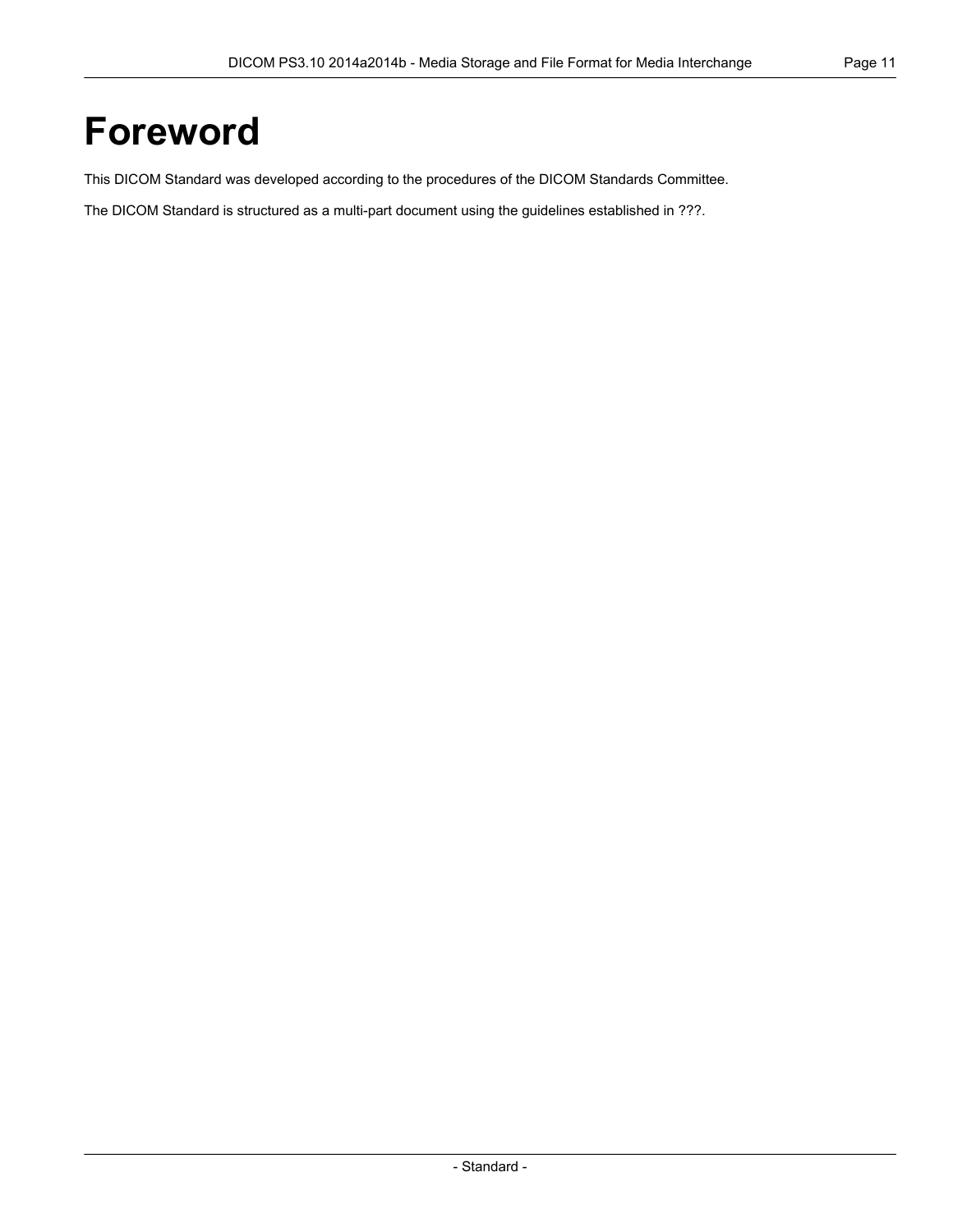# Foreword

This DICOM Standard was developed according to the procedures of the DICOM Standards Committee.

The DICOM Standard is structured as a multi-part document using the guidelines established in ???.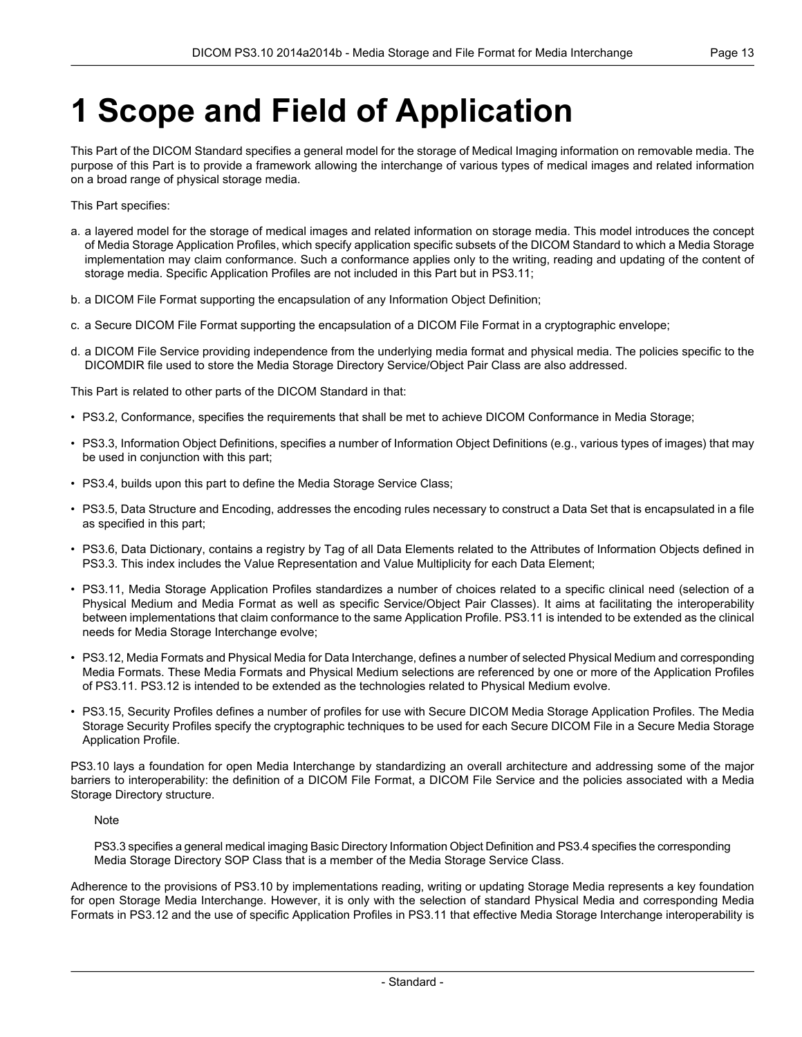# 1 Scope and Field of Application

This Part of the DICOM Standard specifies a general model for the storage of Medical Imaging information on removable media. The purpose of this Part is to provide a framework allowing the interchange of various types of medical images and related information on a broad range of physical storage media.

This Part specifies:

a. a layered model for the storage of medical images and related information on storage media. This model introduces the concept of Media Storage Application Profiles, which specify application specific subsets of the DICOM Standard to which a Media Storage implementation may claim conformance. Such a conformance applies only to the writing, reading and updating of the content of storage media. Specific Application Profiles are not included in this Part but in PS3.11;

b. a DICOM File Format supporting the encapsulation of any Information Object Definition;

c. a Secure DICOM File Format supporting the encapsulation of a DICOM File Format in a cryptographic envelope;

d. a DICOM File Service providing independence from the underlying media format and physical media. The policies specific to the DICOMDIR file used to store the Media Storage Directory Service/Object Pair Class are also addressed.

This Part is related to other parts of the DICOM Standard in that:

- PS3.2, Conformance, specifies the requirements that shall be met to achieve DICOM Conformance in Media Storage;
- PS3.3, Information Object Definitions, specifies a number of Information Object Definitions (e.g., various types of images) that may be used in conjunction with this part;
- PS3.4, builds upon this part to define the Media Storage Service Class;
- PS3.5, Data Structure and Encoding, addresses the encoding rules necessary to construct a Data Set that is encapsulated in a file as specified in this part;
- PS3.6, Data Dictionary, contains a registry by Tag of all Data Elements related to the Attributes of Information Objects defined in PS3.3. This index includes the Value Representation and Value Multiplicity for each Data Element;
- PS3.11, Media Storage Application Profiles standardizes a number of choices related to a specific clinical need (selection of a Physical Medium and Media Format as well as specific Service/Object Pair Classes). It aims at facilitating the interoperability between implementations that claim conformance to the same Application Profile. PS3.11 is intended to be extended as the clinical needs for Media Storage Interchange evolve;
- PS3.12, Media Formats and Physical Media for Data Interchange, defines a number of selected Physical Medium and corresponding Media Formats. These Media Formats and Physical Medium selections are referenced by one or more of the Application Profiles of PS3.11. PS3.12 is intended to be extended as the technologies related to Physical Medium evolve.
- PS3.15, Security Profiles defines a number of profiles for use with Secure DICOM Media Storage Application Profiles. The Media Storage Security Profiles specify the cryptographic techniques to be used for each Secure DICOM File in a Secure Media Storage Application Profile.

PS3.10 lays a foundation for open Media Interchange by standardizing an overall architecture and addressing some of the major barriers to interoperability: the definition of a DICOM File Format, a DICOM File Service and the policies associated with a Media Storage Directory structure.

> Note
>
> PS3.3 specifies a general medical imaging Basic Directory Information Object Definition and PS3.4 specifies the corresponding Media Storage Directory SOP Class that is a member of the Media Storage Service Class.

Adherence to the provisions of PS3.10 by implementations reading, writing or updating Storage Media represents a key foundation for open Storage Media Interchange. However, it is only with the selection of standard Physical Media and corresponding Media Formats in PS3.12 and the use of specific Application Profiles in PS3.11 that effective Media Storage Interchange interoperability is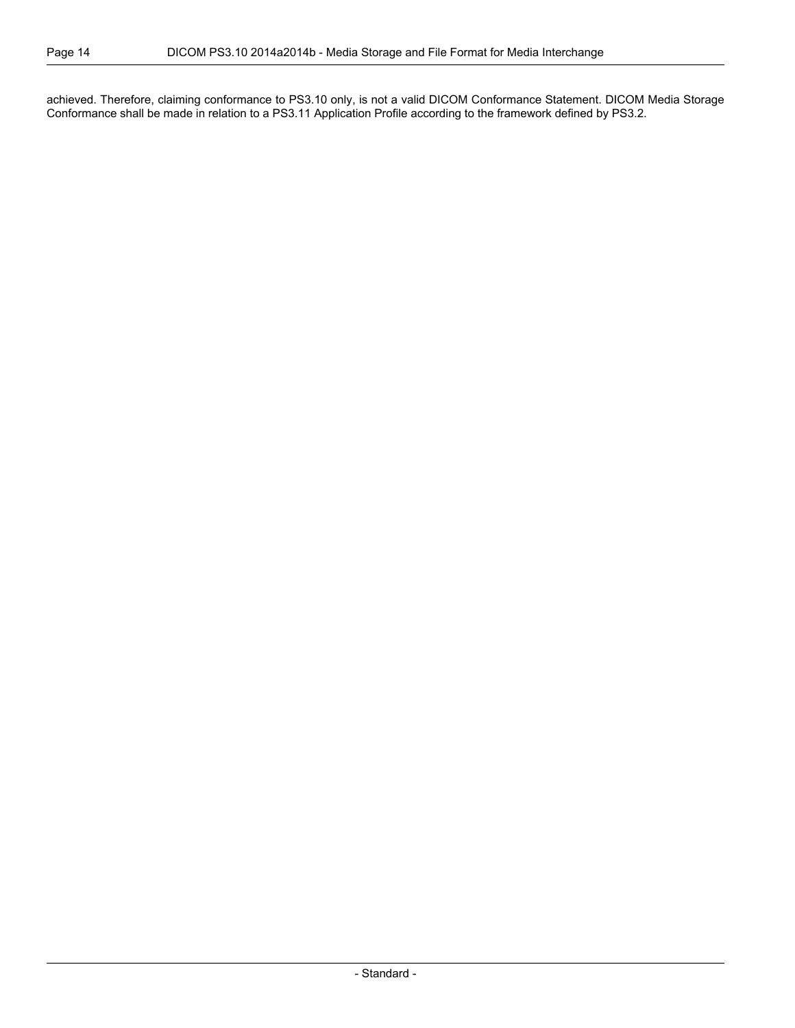achieved. Therefore, claiming conformance to PS3.10 only, is not a valid DICOM Conformance Statement. DICOM Media Storage Conformance shall be made in relation to a PS3.11 Application Profile according to the framework defined by PS3.2.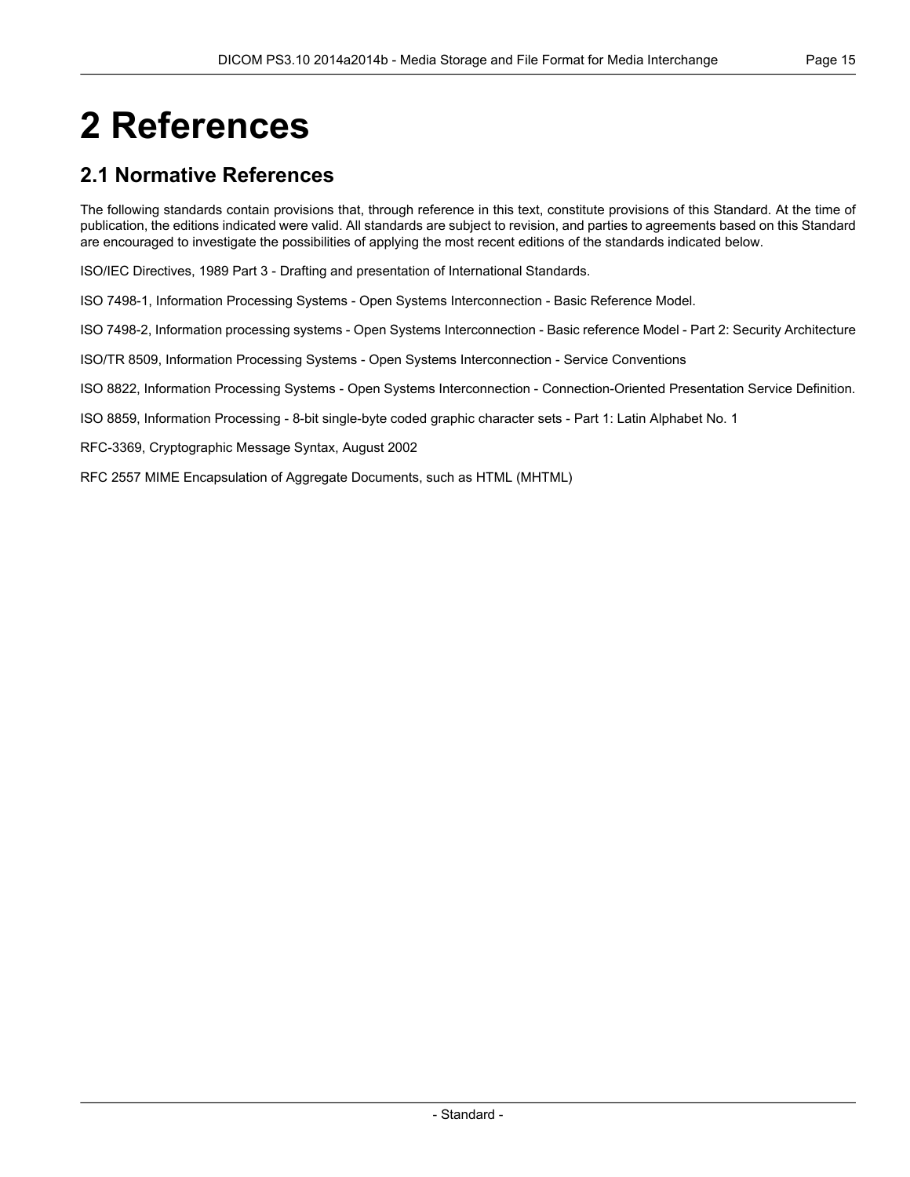# 2 References

## 2.1 Normative References

The following standards contain provisions that, through reference in this text, constitute provisions of this Standard. At the time of publication, the editions indicated were valid. All standards are subject to revision, and parties to agreements based on this Standard are encouraged to investigate the possibilities of applying the most recent editions of the standards indicated below.

ISO/IEC Directives, 1989 Part 3 - Drafting and presentation of International Standards.

ISO 7498-1, Information Processing Systems - Open Systems Interconnection - Basic Reference Model.

ISO 7498-2, Information processing systems - Open Systems Interconnection - Basic reference Model - Part 2: Security Architecture

ISO/TR 8509, Information Processing Systems - Open Systems Interconnection - Service Conventions

ISO 8822, Information Processing Systems - Open Systems Interconnection - Connection-Oriented Presentation Service Definition.

ISO 8859, Information Processing - 8-bit single-byte coded graphic character sets - Part 1: Latin Alphabet No. 1

RFC-3369, Cryptographic Message Syntax, August 2002

RFC 2557 MIME Encapsulation of Aggregate Documents, such as HTML (MHTML)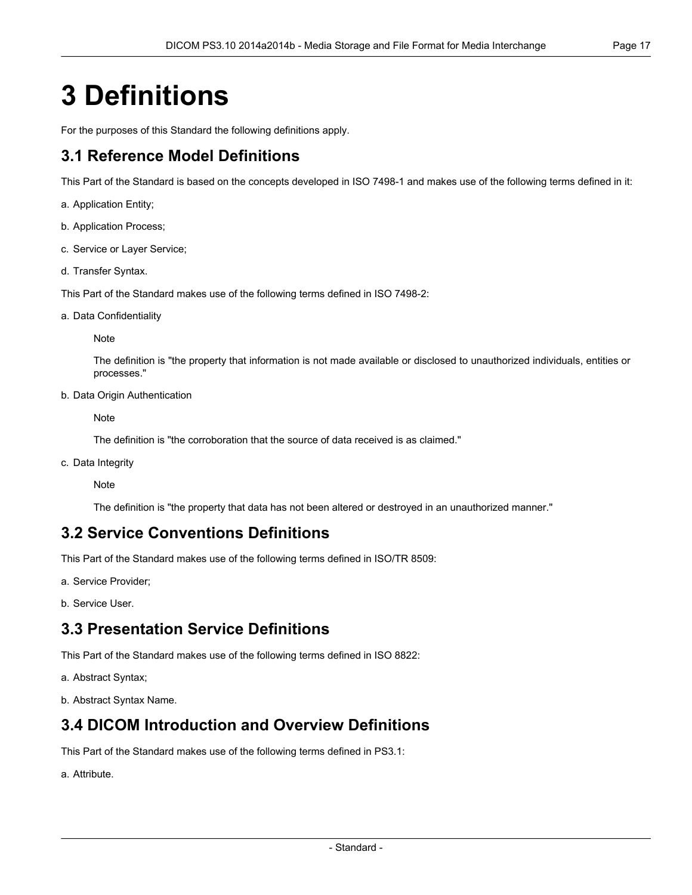# 3 Definitions

For the purposes of this Standard the following definitions apply.

## 3.1 Reference Model Definitions

This Part of the Standard is based on the concepts developed in ISO 7498-1 and makes use of the following terms defined in it:

a. Application Entity;

b. Application Process;

c. Service or Layer Service;

d. Transfer Syntax.

This Part of the Standard makes use of the following terms defined in ISO 7498-2:

a. Data Confidentiality

> Note
>
> The definition is "the property that information is not made available or disclosed to unauthorized individuals, entities or processes."

b. Data Origin Authentication

> Note
>
> The definition is "the corroboration that the source of data received is as claimed."

c. Data Integrity

> Note
>
> The definition is "the property that data has not been altered or destroyed in an unauthorized manner."

## 3.2 Service Conventions Definitions

This Part of the Standard makes use of the following terms defined in ISO/TR 8509:

a. Service Provider;

b. Service User.

## 3.3 Presentation Service Definitions

This Part of the Standard makes use of the following terms defined in ISO 8822:

a. Abstract Syntax;

b. Abstract Syntax Name.

## 3.4 DICOM Introduction and Overview Definitions

This Part of the Standard makes use of the following terms defined in PS3.1:

a. Attribute.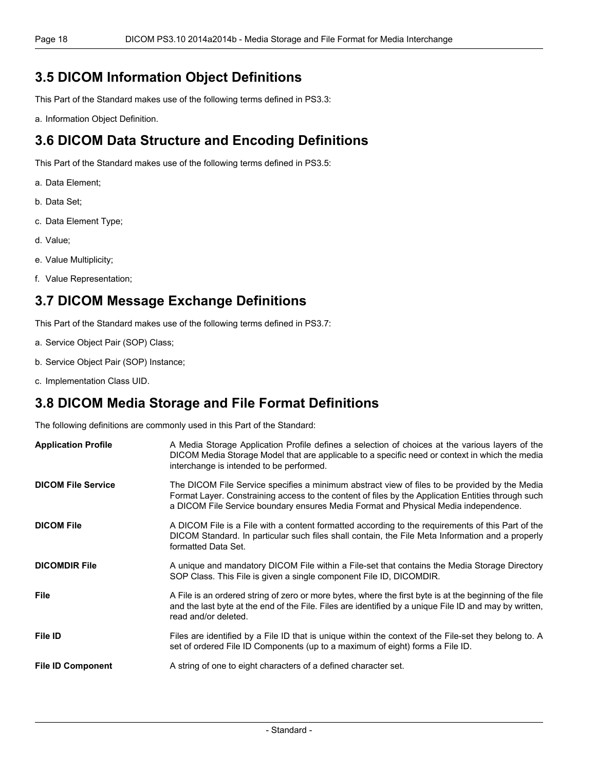## 3.5 DICOM Information Object Definitions

This Part of the Standard makes use of the following terms defined in PS3.3:

a. Information Object Definition.

## 3.6 DICOM Data Structure and Encoding Definitions

This Part of the Standard makes use of the following terms defined in PS3.5:

a. Data Element;

b. Data Set;

c. Data Element Type;

d. Value;

e. Value Multiplicity;

f. Value Representation;

## 3.7 DICOM Message Exchange Definitions

This Part of the Standard makes use of the following terms defined in PS3.7:

a. Service Object Pair (SOP) Class;

b. Service Object Pair (SOP) Instance;

c. Implementation Class UID.

## 3.8 DICOM Media Storage and File Format Definitions

The following definitions are commonly used in this Part of the Standard:

**Application Profile** A Media Storage Application Profile defines a selection of choices at the various layers of the DICOM Media Storage Model that are applicable to a specific need or context in which the media interchange is intended to be performed.

**DICOM File Service** The DICOM File Service specifies a minimum abstract view of files to be provided by the Media Format Layer. Constraining access to the content of files by the Application Entities through such a DICOM File Service boundary ensures Media Format and Physical Media independence.

**DICOM File** A DICOM File is a File with a content formatted according to the requirements of this Part of the DICOM Standard. In particular such files shall contain, the File Meta Information and a properly formatted Data Set.

**DICOMDIR File** A unique and mandatory DICOM File within a File-set that contains the Media Storage Directory SOP Class. This File is given a single component File ID, DICOMDIR.

**File** A File is an ordered string of zero or more bytes, where the first byte is at the beginning of the file and the last byte at the end of the File. Files are identified by a unique File ID and may by written, read and/or deleted.

**File ID** Files are identified by a File ID that is unique within the context of the File-set they belong to. A set of ordered File ID Components (up to a maximum of eight) forms a File ID.

**File ID Component** A string of one to eight characters of a defined character set.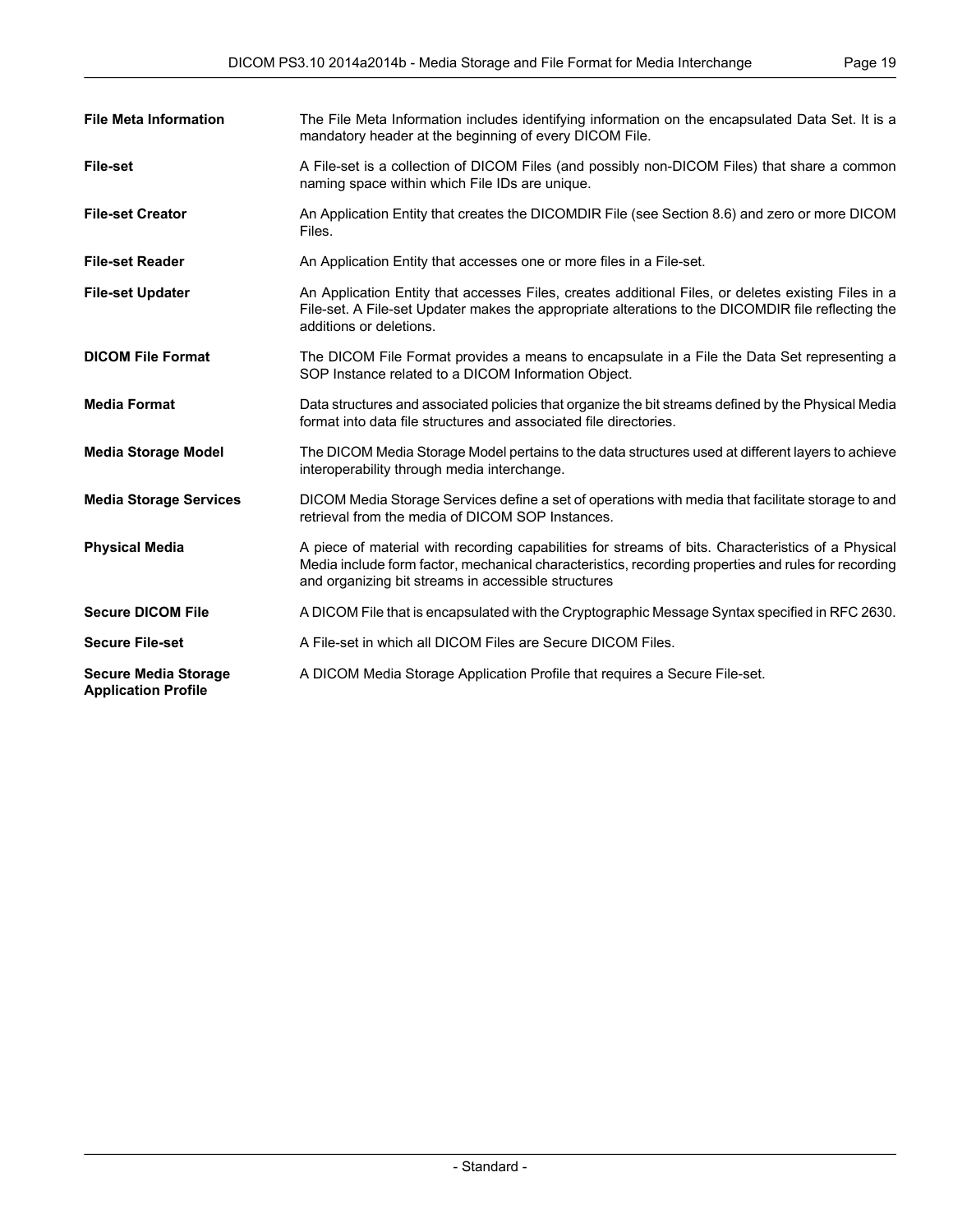**File Meta Information**
The File Meta Information includes identifying information on the encapsulated Data Set. It is a mandatory header at the beginning of every DICOM File.

**File-set**
A File-set is a collection of DICOM Files (and possibly non-DICOM Files) that share a common naming space within which File IDs are unique.

**File-set Creator**
An Application Entity that creates the DICOMDIR File (see Section 8.6) and zero or more DICOM Files.

**File-set Reader**
An Application Entity that accesses one or more files in a File-set.

**File-set Updater**
An Application Entity that accesses Files, creates additional Files, or deletes existing Files in a File-set. A File-set Updater makes the appropriate alterations to the DICOMDIR file reflecting the additions or deletions.

**DICOM File Format**
The DICOM File Format provides a means to encapsulate in a File the Data Set representing a SOP Instance related to a DICOM Information Object.

**Media Format**
Data structures and associated policies that organize the bit streams defined by the Physical Media format into data file structures and associated file directories.

**Media Storage Model**
The DICOM Media Storage Model pertains to the data structures used at different layers to achieve interoperability through media interchange.

**Media Storage Services**
DICOM Media Storage Services define a set of operations with media that facilitate storage to and retrieval from the media of DICOM SOP Instances.

**Physical Media**
A piece of material with recording capabilities for streams of bits. Characteristics of a Physical Media include form factor, mechanical characteristics, recording properties and rules for recording and organizing bit streams in accessible structures

**Secure DICOM File**
A DICOM File that is encapsulated with the Cryptographic Message Syntax specified in RFC 2630.

**Secure File-set**
A File-set in which all DICOM Files are Secure DICOM Files.

**Secure Media Storage Application Profile**
A DICOM Media Storage Application Profile that requires a Secure File-set.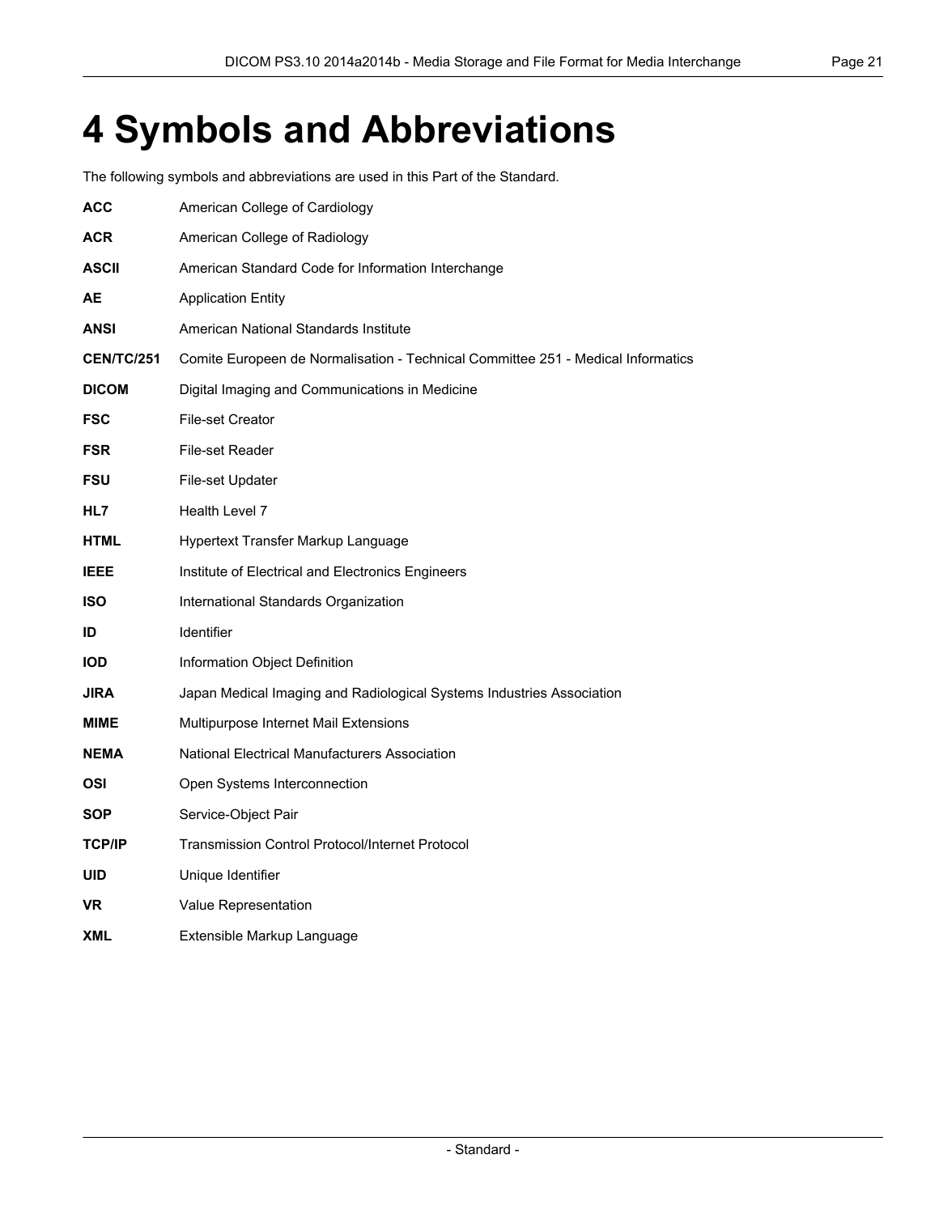# 4 Symbols and Abbreviations

The following symbols and abbreviations are used in this Part of the Standard.

**ACC** American College of Cardiology

**ACR** American College of Radiology

**ASCII** American Standard Code for Information Interchange

**AE** Application Entity

**ANSI** American National Standards Institute

**CEN/TC/251** Comite Europeen de Normalisation - Technical Committee 251 - Medical Informatics

**DICOM** Digital Imaging and Communications in Medicine

**FSC** File-set Creator

**FSR** File-set Reader

**FSU** File-set Updater

**HL7** Health Level 7

**HTML** Hypertext Transfer Markup Language

**IEEE** Institute of Electrical and Electronics Engineers

**ISO** International Standards Organization

**ID** Identifier

**IOD** Information Object Definition

**JIRA** Japan Medical Imaging and Radiological Systems Industries Association

**MIME** Multipurpose Internet Mail Extensions

**NEMA** National Electrical Manufacturers Association

**OSI** Open Systems Interconnection

**SOP** Service-Object Pair

**TCP/IP** Transmission Control Protocol/Internet Protocol

**UID** Unique Identifier

**VR** Value Representation

**XML** Extensible Markup Language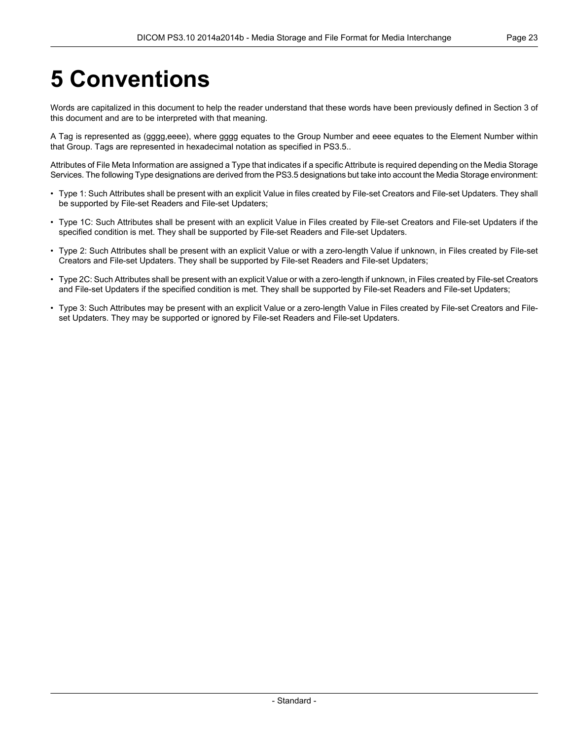# 5 Conventions

Words are capitalized in this document to help the reader understand that these words have been previously defined in Section 3 of this document and are to be interpreted with that meaning.

A Tag is represented as (gggg,eeee), where gggg equates to the Group Number and eeee equates to the Element Number within that Group. Tags are represented in hexadecimal notation as specified in PS3.5..

Attributes of File Meta Information are assigned a Type that indicates if a specific Attribute is required depending on the Media Storage Services. The following Type designations are derived from the PS3.5 designations but take into account the Media Storage environment:

- Type 1: Such Attributes shall be present with an explicit Value in files created by File-set Creators and File-set Updaters. They shall be supported by File-set Readers and File-set Updaters;
- Type 1C: Such Attributes shall be present with an explicit Value in Files created by File-set Creators and File-set Updaters if the specified condition is met. They shall be supported by File-set Readers and File-set Updaters.
- Type 2: Such Attributes shall be present with an explicit Value or with a zero-length Value if unknown, in Files created by File-set Creators and File-set Updaters. They shall be supported by File-set Readers and File-set Updaters;
- Type 2C: Such Attributes shall be present with an explicit Value or with a zero-length if unknown, in Files created by File-set Creators and File-set Updaters if the specified condition is met. They shall be supported by File-set Readers and File-set Updaters;
- Type 3: Such Attributes may be present with an explicit Value or a zero-length Value in Files created by File-set Creators and File-set Updaters. They may be supported or ignored by File-set Readers and File-set Updaters.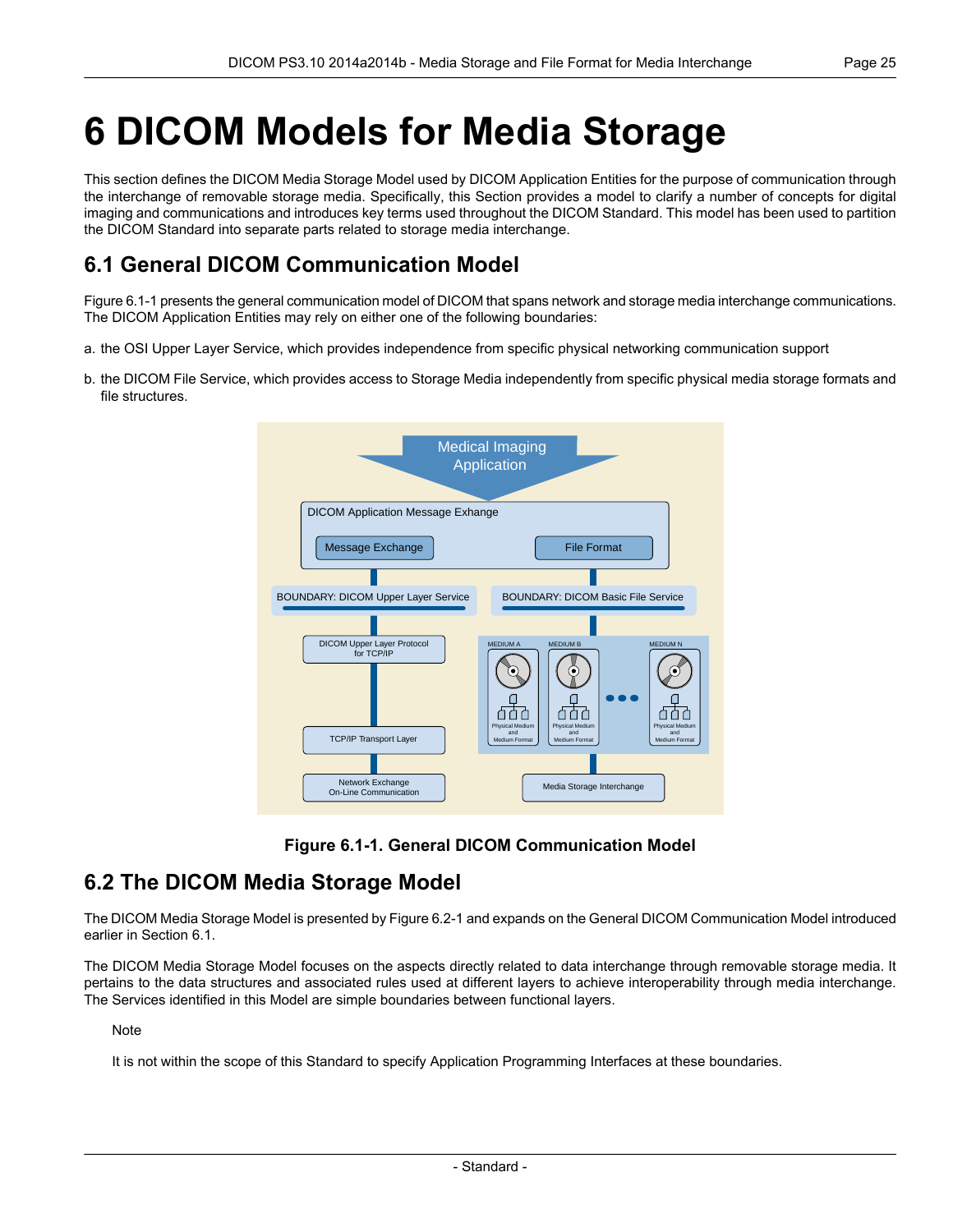# 6 DICOM Models for Media Storage

This section defines the DICOM Media Storage Model used by DICOM Application Entities for the purpose of communication through the interchange of removable storage media. Specifically, this Section provides a model to clarify a number of concepts for digital imaging and communications and introduces key terms used throughout the DICOM Standard. This model has been used to partition the DICOM Standard into separate parts related to storage media interchange.

## 6.1 General DICOM Communication Model

Figure 6.1-1 presents the general communication model of DICOM that spans network and storage media interchange communications. The DICOM Application Entities may rely on either one of the following boundaries:

a. the OSI Upper Layer Service, which provides independence from specific physical networking communication support

b. the DICOM File Service, which provides access to Storage Media independently from specific physical media storage formats and file structures.

**Figure 6.1-1. General DICOM Communication Model**

## 6.2 The DICOM Media Storage Model

The DICOM Media Storage Model is presented by Figure 6.2-1 and expands on the General DICOM Communication Model introduced earlier in Section 6.1.

The DICOM Media Storage Model focuses on the aspects directly related to data interchange through removable storage media. It pertains to the data structures and associated rules used at different layers to achieve interoperability through media interchange. The Services identified in this Model are simple boundaries between functional layers.

Note

It is not within the scope of this Standard to specify Application Programming Interfaces at these boundaries.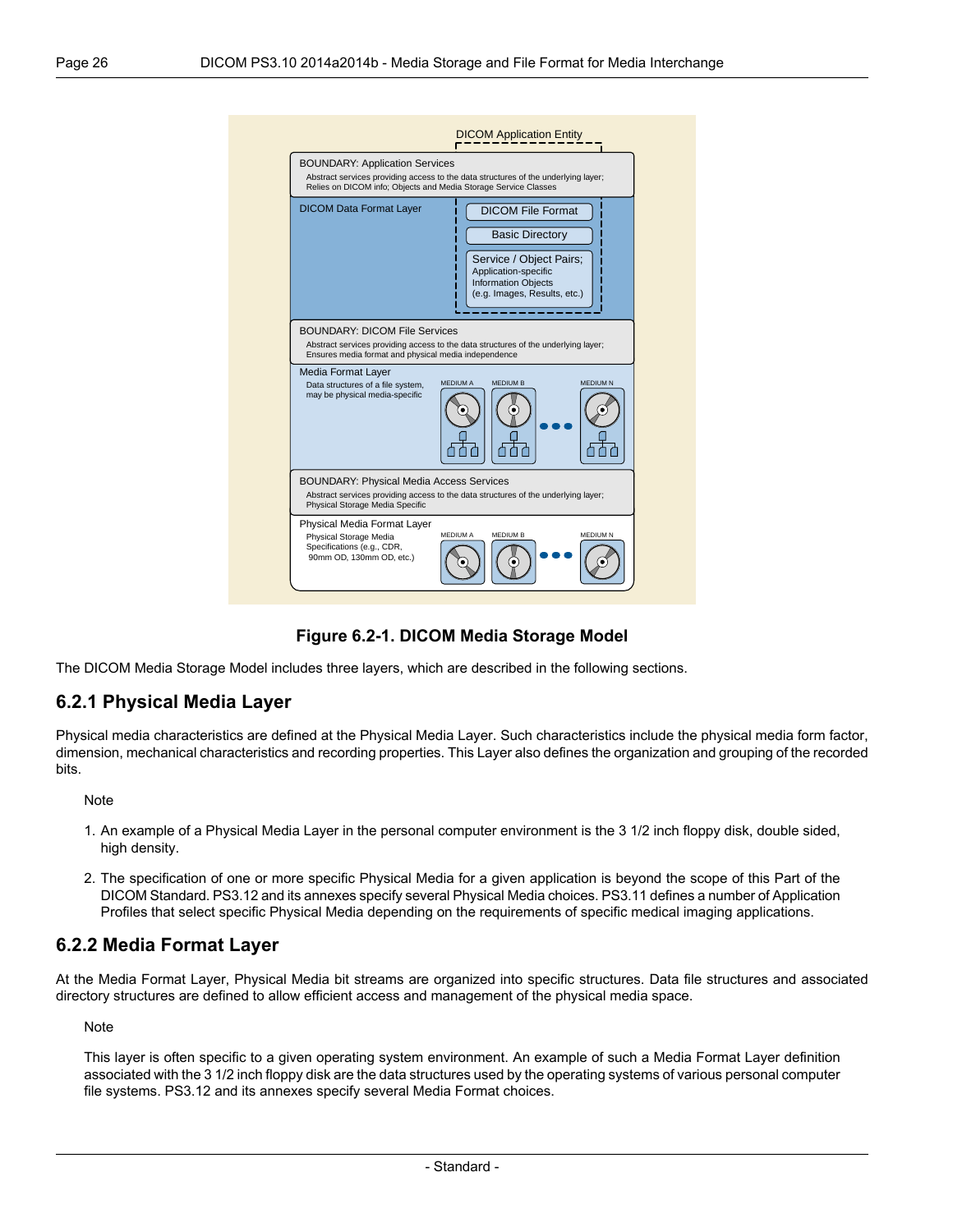Figure 6.2-1. DICOM Media Storage Model

The DICOM Media Storage Model includes three layers, which are described in the following sections.

### 6.2.1 Physical Media Layer

Physical media characteristics are defined at the Physical Media Layer. Such characteristics include the physical media form factor, dimension, mechanical characteristics and recording properties. This Layer also defines the organization and grouping of the recorded bits.

Note

1. An example of a Physical Media Layer in the personal computer environment is the 3 1/2 inch floppy disk, double sided, high density.
2. The specification of one or more specific Physical Media for a given application is beyond the scope of this Part of the DICOM Standard. PS3.12 and its annexes specify several Physical Media choices. PS3.11 defines a number of Application Profiles that select specific Physical Media depending on the requirements of specific medical imaging applications.

### 6.2.2 Media Format Layer

At the Media Format Layer, Physical Media bit streams are organized into specific structures. Data file structures and associated directory structures are defined to allow efficient access and management of the physical media space.

Note

This layer is often specific to a given operating system environment. An example of such a Media Format Layer definition associated with the 3 1/2 inch floppy disk are the data structures used by the operating systems of various personal computer file systems. PS3.12 and its annexes specify several Media Format choices.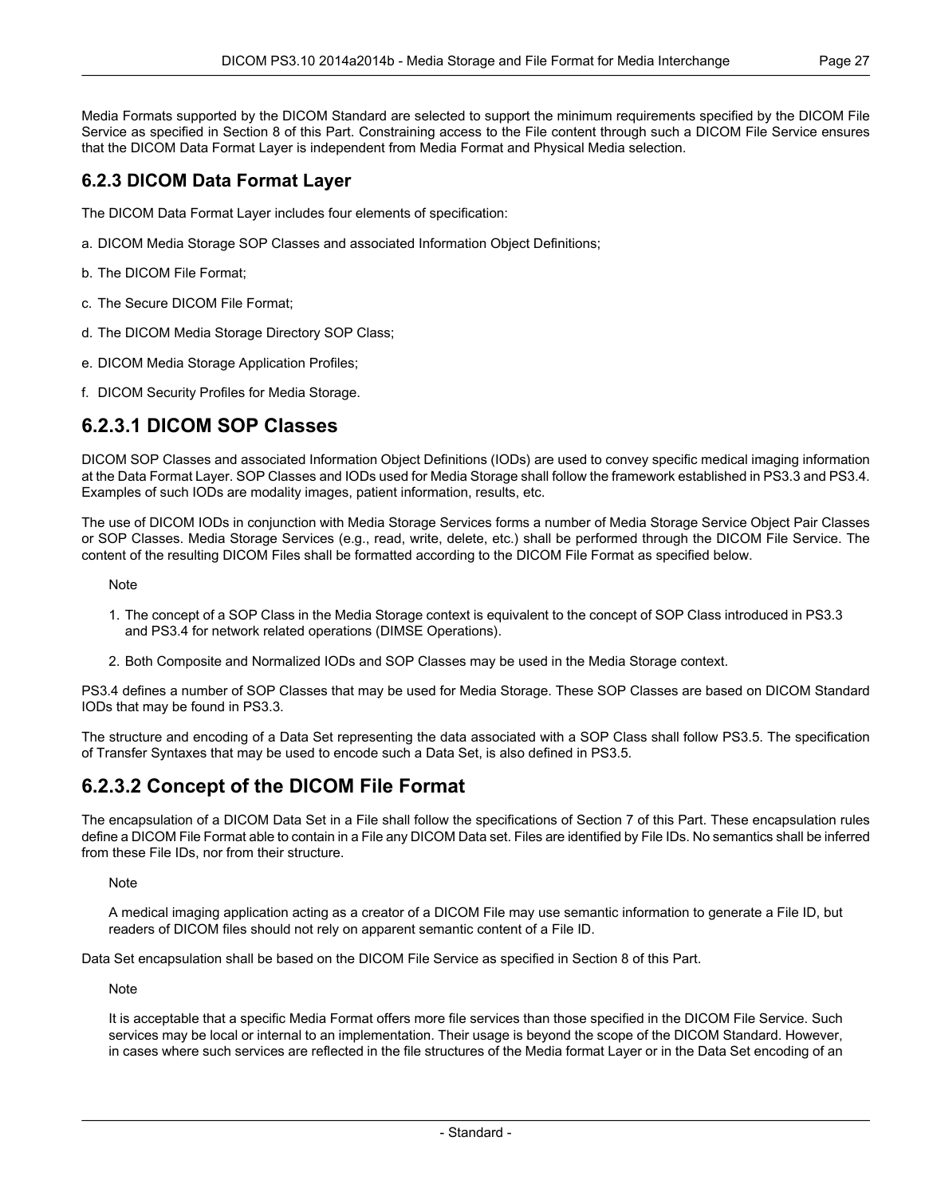Media Formats supported by the DICOM Standard are selected to support the minimum requirements specified by the DICOM File Service as specified in Section 8 of this Part. Constraining access to the File content through such a DICOM File Service ensures that the DICOM Data Format Layer is independent from Media Format and Physical Media selection.

### 6.2.3 DICOM Data Format Layer

The DICOM Data Format Layer includes four elements of specification:

a. DICOM Media Storage SOP Classes and associated Information Object Definitions;

b. The DICOM File Format;

c. The Secure DICOM File Format;

d. The DICOM Media Storage Directory SOP Class;

e. DICOM Media Storage Application Profiles;

f. DICOM Security Profiles for Media Storage.

## 6.2.3.1 DICOM SOP Classes

DICOM SOP Classes and associated Information Object Definitions (IODs) are used to convey specific medical imaging information at the Data Format Layer. SOP Classes and IODs used for Media Storage shall follow the framework established in PS3.3 and PS3.4. Examples of such IODs are modality images, patient information, results, etc.

The use of DICOM IODs in conjunction with Media Storage Services forms a number of Media Storage Service Object Pair Classes or SOP Classes. Media Storage Services (e.g., read, write, delete, etc.) shall be performed through the DICOM File Service. The content of the resulting DICOM Files shall be formatted according to the DICOM File Format as specified below.

Note

1. The concept of a SOP Class in the Media Storage context is equivalent to the concept of SOP Class introduced in PS3.3 and PS3.4 for network related operations (DIMSE Operations).
2. Both Composite and Normalized IODs and SOP Classes may be used in the Media Storage context.

PS3.4 defines a number of SOP Classes that may be used for Media Storage. These SOP Classes are based on DICOM Standard IODs that may be found in PS3.3.

The structure and encoding of a Data Set representing the data associated with a SOP Class shall follow PS3.5. The specification of Transfer Syntaxes that may be used to encode such a Data Set, is also defined in PS3.5.

## 6.2.3.2 Concept of the DICOM File Format

The encapsulation of a DICOM Data Set in a File shall follow the specifications of Section 7 of this Part. These encapsulation rules define a DICOM File Format able to contain in a File any DICOM Data set. Files are identified by File IDs. No semantics shall be inferred from these File IDs, nor from their structure.

Note

A medical imaging application acting as a creator of a DICOM File may use semantic information to generate a File ID, but readers of DICOM files should not rely on apparent semantic content of a File ID.

Data Set encapsulation shall be based on the DICOM File Service as specified in Section 8 of this Part.

Note

It is acceptable that a specific Media Format offers more file services than those specified in the DICOM File Service. Such services may be local or internal to an implementation. Their usage is beyond the scope of the DICOM Standard. However, in cases where such services are reflected in the file structures of the Media format Layer or in the Data Set encoding of an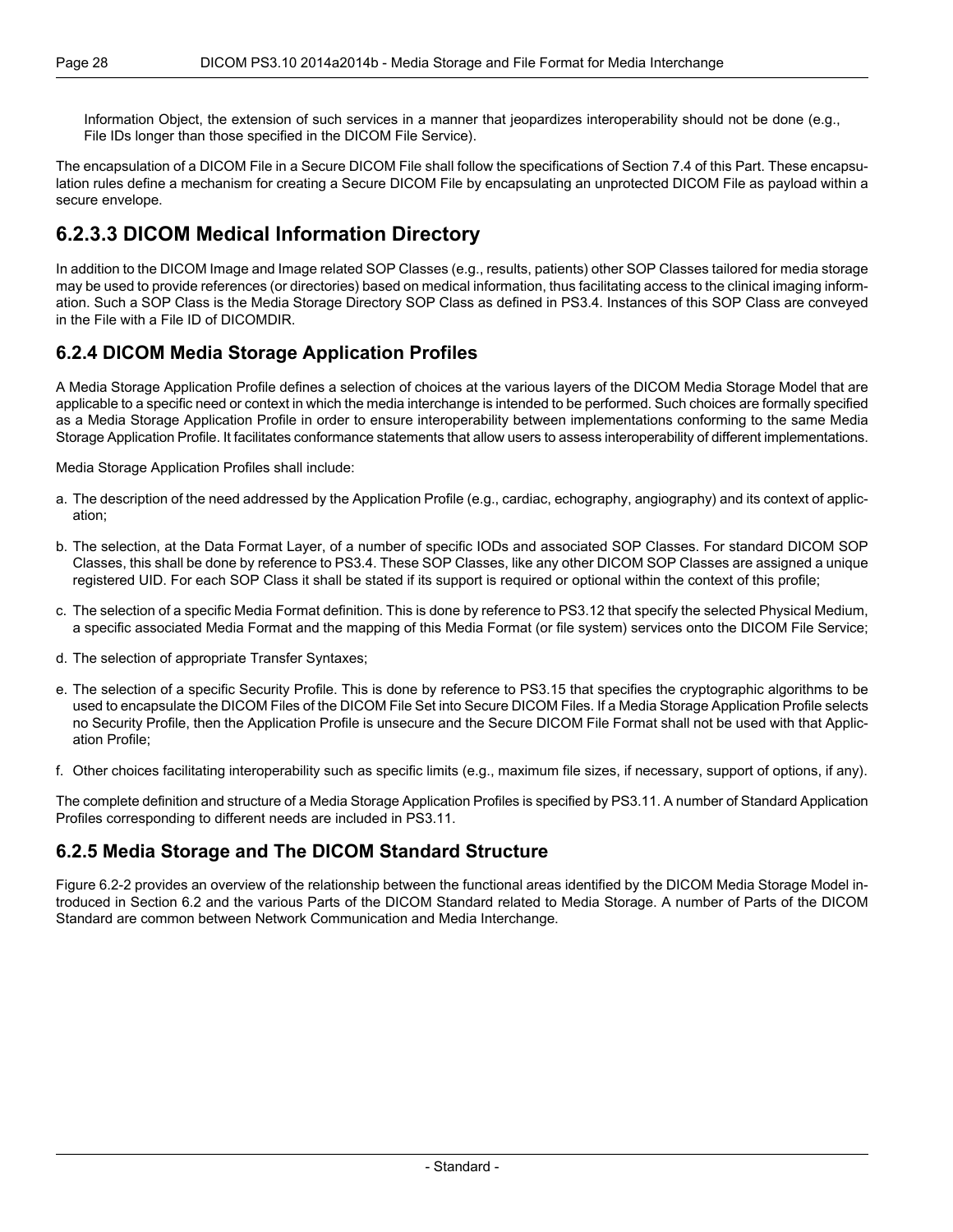Information Object, the extension of such services in a manner that jeopardizes interoperability should not be done (e.g., File IDs longer than those specified in the DICOM File Service).

The encapsulation of a DICOM File in a Secure DICOM File shall follow the specifications of Section 7.4 of this Part. These encapsulation rules define a mechanism for creating a Secure DICOM File by encapsulating an unprotected DICOM File as payload within a secure envelope.

#### 6.2.3.3 DICOM Medical Information Directory

In addition to the DICOM Image and Image related SOP Classes (e.g., results, patients) other SOP Classes tailored for media storage may be used to provide references (or directories) based on medical information, thus facilitating access to the clinical imaging information. Such a SOP Class is the Media Storage Directory SOP Class as defined in PS3.4. Instances of this SOP Class are conveyed in the File with a File ID of DICOMDIR.

### 6.2.4 DICOM Media Storage Application Profiles

A Media Storage Application Profile defines a selection of choices at the various layers of the DICOM Media Storage Model that are applicable to a specific need or context in which the media interchange is intended to be performed. Such choices are formally specified as a Media Storage Application Profile in order to ensure interoperability between implementations conforming to the same Media Storage Application Profile. It facilitates conformance statements that allow users to assess interoperability of different implementations.

Media Storage Application Profiles shall include:

a. The description of the need addressed by the Application Profile (e.g., cardiac, echography, angiography) and its context of application;

b. The selection, at the Data Format Layer, of a number of specific IODs and associated SOP Classes. For standard DICOM SOP Classes, this shall be done by reference to PS3.4. These SOP Classes, like any other DICOM SOP Classes are assigned a unique registered UID. For each SOP Class it shall be stated if its support is required or optional within the context of this profile;

c. The selection of a specific Media Format definition. This is done by reference to PS3.12 that specify the selected Physical Medium, a specific associated Media Format and the mapping of this Media Format (or file system) services onto the DICOM File Service;

d. The selection of appropriate Transfer Syntaxes;

e. The selection of a specific Security Profile. This is done by reference to PS3.15 that specifies the cryptographic algorithms to be used to encapsulate the DICOM Files of the DICOM File Set into Secure DICOM Files. If a Media Storage Application Profile selects no Security Profile, then the Application Profile is unsecure and the Secure DICOM File Format shall not be used with that Application Profile;

f. Other choices facilitating interoperability such as specific limits (e.g., maximum file sizes, if necessary, support of options, if any).

The complete definition and structure of a Media Storage Application Profiles is specified by PS3.11. A number of Standard Application Profiles corresponding to different needs are included in PS3.11.

### 6.2.5 Media Storage and The DICOM Standard Structure

Figure 6.2-2 provides an overview of the relationship between the functional areas identified by the DICOM Media Storage Model introduced in Section 6.2 and the various Parts of the DICOM Standard related to Media Storage. A number of Parts of the DICOM Standard are common between Network Communication and Media Interchange.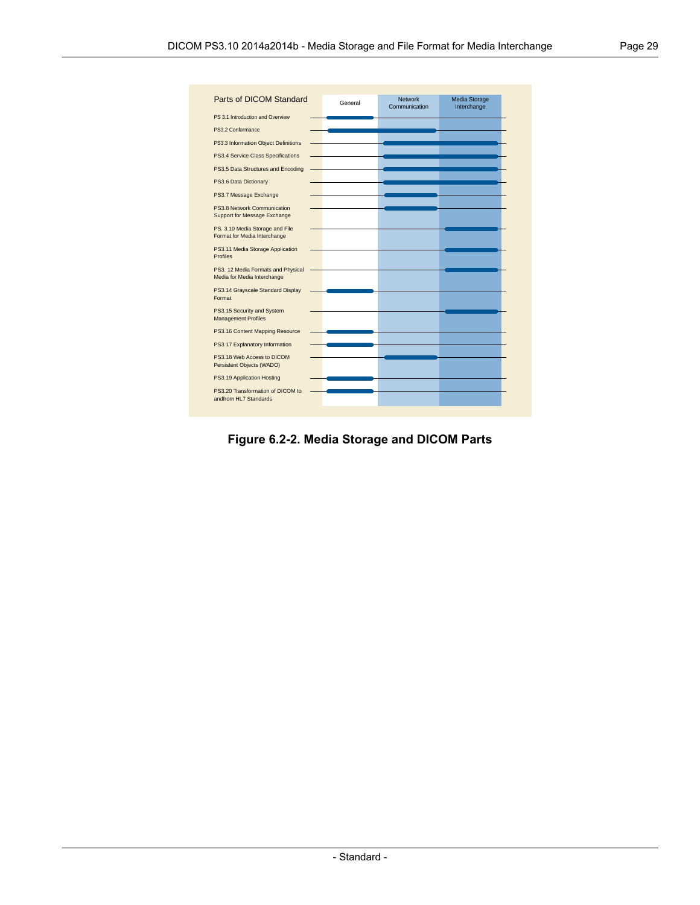| Parts of DICOM Standard | General | Network Communication | Media Storage Interchange |
|---|---|---|---|
| PS 3.1 Introduction and Overview | X | | |
| PS3.2 Conformance | X | X | |
| PS3.3 Information Object Definitions | | X | X |
| PS3.4 Service Class Specifications | | X | X |
| PS3.5 Data Structures and Encoding | | X | X |
| PS3.6 Data Dictionary | | X | X |
| PS3.7 Message Exchange | | X | |
| PS3.8 Network Communication Support for Message Exchange | | X | |
| PS. 3.10 Media Storage and File Format for Media Interchange | | | X |
| PS3.11 Media Storage Application Profiles | | | X |
| PS3. 12 Media Formats and Physical Media for Media Interchange | | | X |
| PS3.14 Grayscale Standard Display Format | X | | |
| PS3.15 Security and System Management Profiles | | | X |
| PS3.16 Content Mapping Resource | X | | |
| PS3.17 Explanatory Information | X | | |
| PS3.18 Web Access to DICOM Persistent Objects (WADO) | | X | |
| PS3.19 Application Hosting | X | | |
| PS3.20 Transformation of DICOM to andfrom HL7 Standards | X | | |

**Figure 6.2-2. Media Storage and DICOM Parts**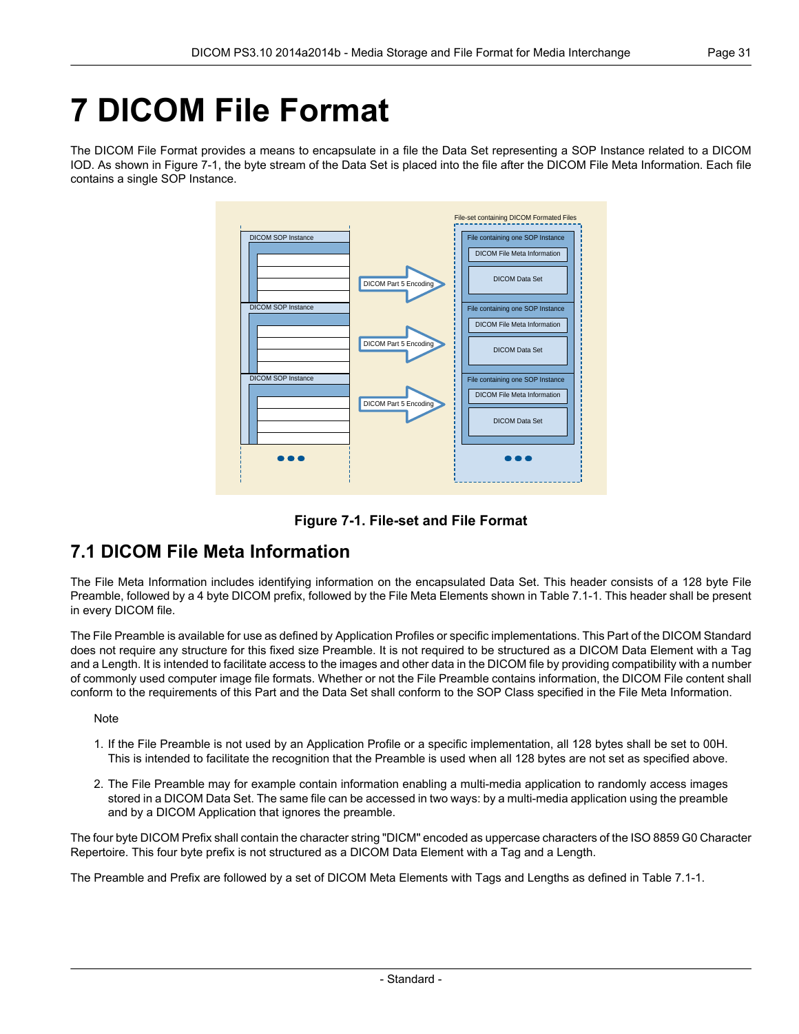# 7 DICOM File Format

The DICOM File Format provides a means to encapsulate in a file the Data Set representing a SOP Instance related to a DICOM IOD. As shown in Figure 7-1, the byte stream of the Data Set is placed into the file after the DICOM File Meta Information. Each file contains a single SOP Instance.

**Figure 7-1. File-set and File Format**

## 7.1 DICOM File Meta Information

The File Meta Information includes identifying information on the encapsulated Data Set. This header consists of a 128 byte File Preamble, followed by a 4 byte DICOM prefix, followed by the File Meta Elements shown in Table 7.1-1. This header shall be present in every DICOM file.

The File Preamble is available for use as defined by Application Profiles or specific implementations. This Part of the DICOM Standard does not require any structure for this fixed size Preamble. It is not required to be structured as a DICOM Data Element with a Tag and a Length. It is intended to facilitate access to the images and other data in the DICOM file by providing compatibility with a number of commonly used computer image file formats. Whether or not the File Preamble contains information, the DICOM File content shall conform to the requirements of this Part and the Data Set shall conform to the SOP Class specified in the File Meta Information.

Note

1. If the File Preamble is not used by an Application Profile or a specific implementation, all 128 bytes shall be set to 00H. This is intended to facilitate the recognition that the Preamble is used when all 128 bytes are not set as specified above.

2. The File Preamble may for example contain information enabling a multi-media application to randomly access images stored in a DICOM Data Set. The same file can be accessed in two ways: by a multi-media application using the preamble and by a DICOM Application that ignores the preamble.

The four byte DICOM Prefix shall contain the character string "DICM" encoded as uppercase characters of the ISO 8859 G0 Character Repertoire. This four byte prefix is not structured as a DICOM Data Element with a Tag and a Length.

The Preamble and Prefix are followed by a set of DICOM Meta Elements with Tags and Lengths as defined in Table 7.1-1.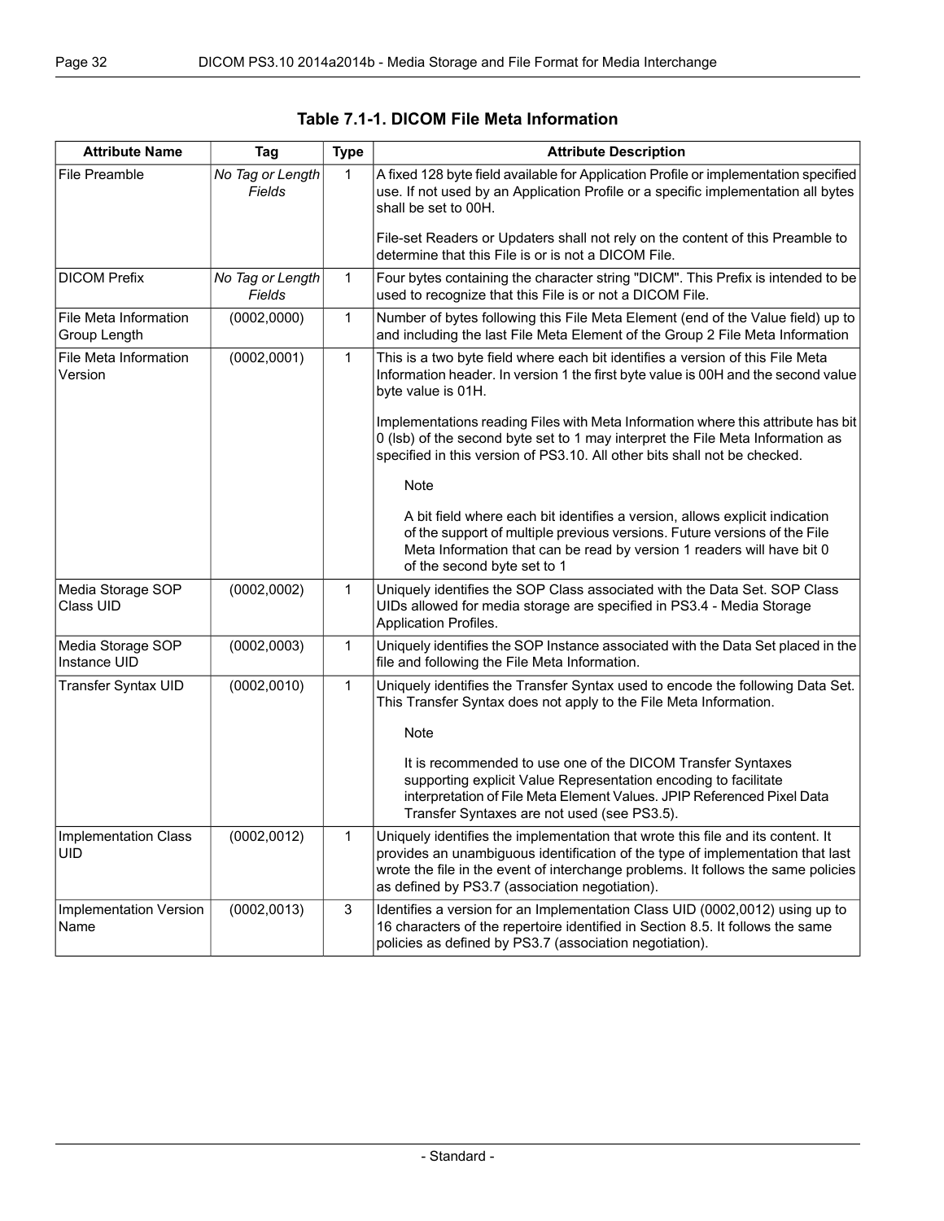**Table 7.1-1. DICOM File Meta Information**

| Attribute Name | Tag | Type | Attribute Description |
|---|---|---|---|
| File Preamble | *No Tag or Length Fields* | 1 | A fixed 128 byte field available for Application Profile or implementation specified use. If not used by an Application Profile or a specific implementation all bytes shall be set to 00H.<br><br>File-set Readers or Updaters shall not rely on the content of this Preamble to determine that this File is or is not a DICOM File. |
| DICOM Prefix | *No Tag or Length Fields* | 1 | Four bytes containing the character string "DICM". This Prefix is intended to be used to recognize that this File is or not a DICOM File. |
| File Meta Information Group Length | (0002,0000) | 1 | Number of bytes following this File Meta Element (end of the Value field) up to and including the last File Meta Element of the Group 2 File Meta Information |
| File Meta Information Version | (0002,0001) | 1 | This is a two byte field where each bit identifies a version of this File Meta Information header. In version 1 the first byte value is 00H and the second value byte value is 01H.<br><br>Implementations reading Files with Meta Information where this attribute has bit 0 (lsb) of the second byte set to 1 may interpret the File Meta Information as specified in this version of PS3.10. All other bits shall not be checked.<br><br>Note<br><br>A bit field where each bit identifies a version, allows explicit indication of the support of multiple previous versions. Future versions of the File Meta Information that can be read by version 1 readers will have bit 0 of the second byte set to 1 |
| Media Storage SOP Class UID | (0002,0002) | 1 | Uniquely identifies the SOP Class associated with the Data Set. SOP Class UIDs allowed for media storage are specified in PS3.4 - Media Storage Application Profiles. |
| Media Storage SOP Instance UID | (0002,0003) | 1 | Uniquely identifies the SOP Instance associated with the Data Set placed in the file and following the File Meta Information. |
| Transfer Syntax UID | (0002,0010) | 1 | Uniquely identifies the Transfer Syntax used to encode the following Data Set. This Transfer Syntax does not apply to the File Meta Information.<br><br>Note<br><br>It is recommended to use one of the DICOM Transfer Syntaxes supporting explicit Value Representation encoding to facilitate interpretation of File Meta Element Values. JPIP Referenced Pixel Data Transfer Syntaxes are not used (see PS3.5). |
| Implementation Class UID | (0002,0012) | 1 | Uniquely identifies the implementation that wrote this file and its content. It provides an unambiguous identification of the type of implementation that last wrote the file in the event of interchange problems. It follows the same policies as defined by PS3.7 (association negotiation). |
| Implementation Version Name | (0002,0013) | 3 | Identifies a version for an Implementation Class UID (0002,0012) using up to 16 characters of the repertoire identified in Section 8.5. It follows the same policies as defined by PS3.7 (association negotiation). |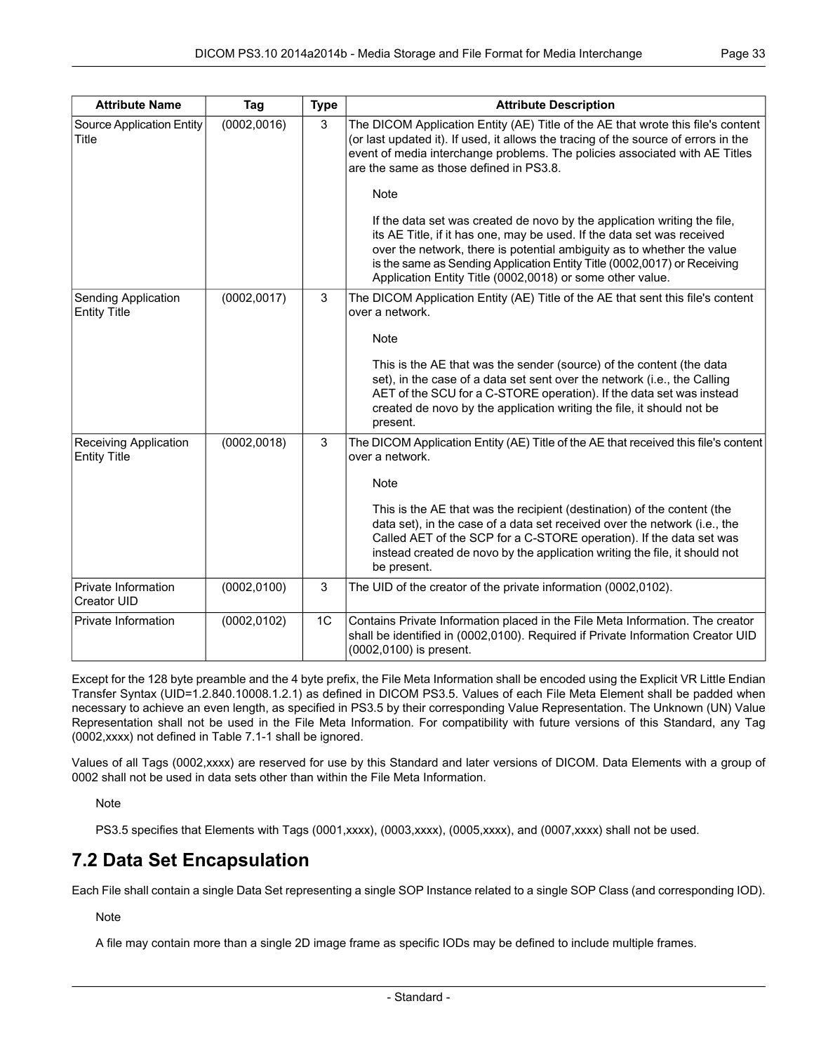| Attribute Name | Tag | Type | Attribute Description |
|---|---|---|---|
| Source Application Entity Title | (0002,0016) | 3 | The DICOM Application Entity (AE) Title of the AE that wrote this file's content (or last updated it). If used, it allows the tracing of the source of errors in the event of media interchange problems. The policies associated with AE Titles are the same as those defined in PS3.8.<br><br>Note<br><br>If the data set was created de novo by the application writing the file, its AE Title, if it has one, may be used. If the data set was received over the network, there is potential ambiguity as to whether the value is the same as Sending Application Entity Title (0002,0017) or Receiving Application Entity Title (0002,0018) or some other value. |
| Sending Application Entity Title | (0002,0017) | 3 | The DICOM Application Entity (AE) Title of the AE that sent this file's content over a network.<br><br>Note<br><br>This is the AE that was the sender (source) of the content (the data set), in the case of a data set sent over the network (i.e., the Calling AET of the SCU for a C-STORE operation). If the data set was instead created de novo by the application writing the file, it should not be present. |
| Receiving Application Entity Title | (0002,0018) | 3 | The DICOM Application Entity (AE) Title of the AE that received this file's content over a network.<br><br>Note<br><br>This is the AE that was the recipient (destination) of the content (the data set), in the case of a data set received over the network (i.e., the Called AET of the SCP for a C-STORE operation). If the data set was instead created de novo by the application writing the file, it should not be present. |
| Private Information Creator UID | (0002,0100) | 3 | The UID of the creator of the private information (0002,0102). |
| Private Information | (0002,0102) | 1C | Contains Private Information placed in the File Meta Information. The creator shall be identified in (0002,0100). Required if Private Information Creator UID (0002,0100) is present. |

Except for the 128 byte preamble and the 4 byte prefix, the File Meta Information shall be encoded using the Explicit VR Little Endian Transfer Syntax (UID=1.2.840.10008.1.2.1) as defined in DICOM PS3.5. Values of each File Meta Element shall be padded when necessary to achieve an even length, as specified in PS3.5 by their corresponding Value Representation. The Unknown (UN) Value Representation shall not be used in the File Meta Information. For compatibility with future versions of this Standard, any Tag (0002,xxxx) not defined in Table 7.1-1 shall be ignored.

Values of all Tags (0002,xxxx) are reserved for use by this Standard and later versions of DICOM. Data Elements with a group of 0002 shall not be used in data sets other than within the File Meta Information.

Note

PS3.5 specifies that Elements with Tags (0001,xxxx), (0003,xxxx), (0005,xxxx), and (0007,xxxx) shall not be used.

## 7.2 Data Set Encapsulation

Each File shall contain a single Data Set representing a single SOP Instance related to a single SOP Class (and corresponding IOD).

Note

A file may contain more than a single 2D image frame as specific IODs may be defined to include multiple frames.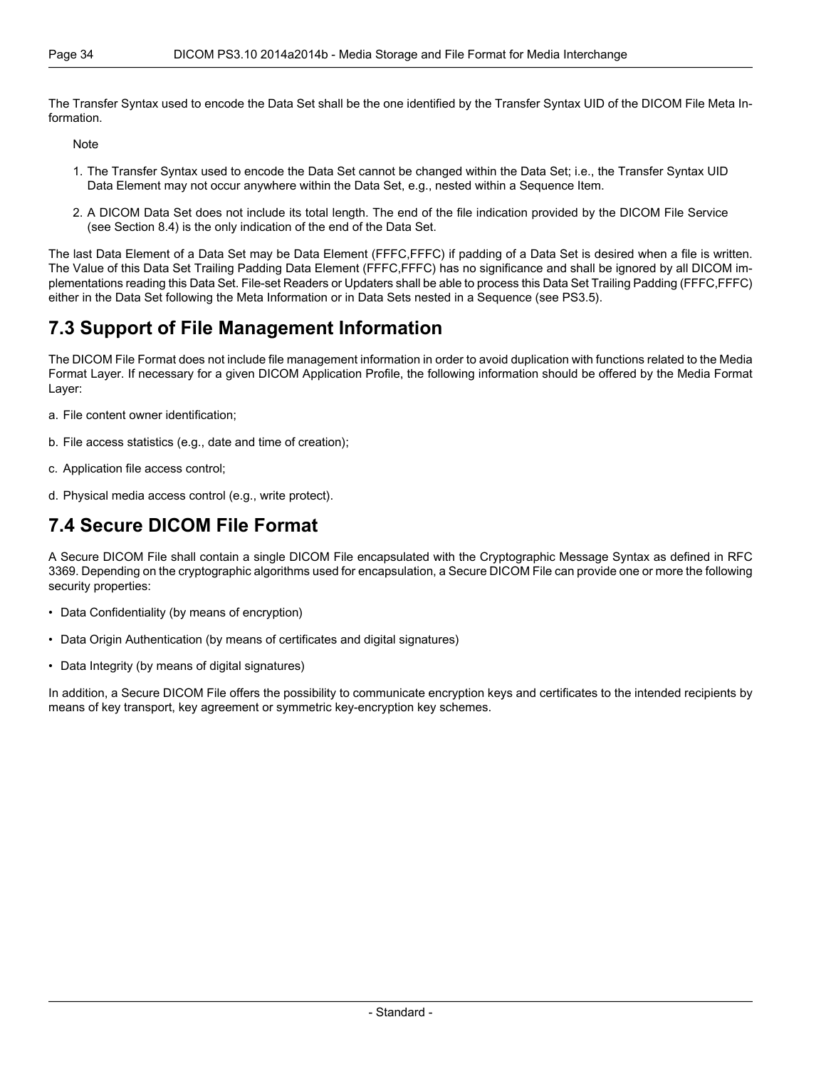The Transfer Syntax used to encode the Data Set shall be the one identified by the Transfer Syntax UID of the DICOM File Meta Information.

Note

1. The Transfer Syntax used to encode the Data Set cannot be changed within the Data Set; i.e., the Transfer Syntax UID Data Element may not occur anywhere within the Data Set, e.g., nested within a Sequence Item.
2. A DICOM Data Set does not include its total length. The end of the file indication provided by the DICOM File Service (see Section 8.4) is the only indication of the end of the Data Set.

The last Data Element of a Data Set may be Data Element (FFFC,FFFC) if padding of a Data Set is desired when a file is written. The Value of this Data Set Trailing Padding Data Element (FFFC,FFFC) has no significance and shall be ignored by all DICOM implementations reading this Data Set. File-set Readers or Updaters shall be able to process this Data Set Trailing Padding (FFFC,FFFC) either in the Data Set following the Meta Information or in Data Sets nested in a Sequence (see PS3.5).

## 7.3 Support of File Management Information

The DICOM File Format does not include file management information in order to avoid duplication with functions related to the Media Format Layer. If necessary for a given DICOM Application Profile, the following information should be offered by the Media Format Layer:

a. File content owner identification;

b. File access statistics (e.g., date and time of creation);

c. Application file access control;

d. Physical media access control (e.g., write protect).

## 7.4 Secure DICOM File Format

A Secure DICOM File shall contain a single DICOM File encapsulated with the Cryptographic Message Syntax as defined in RFC 3369. Depending on the cryptographic algorithms used for encapsulation, a Secure DICOM File can provide one or more the following security properties:

- Data Confidentiality (by means of encryption)
- Data Origin Authentication (by means of certificates and digital signatures)
- Data Integrity (by means of digital signatures)

In addition, a Secure DICOM File offers the possibility to communicate encryption keys and certificates to the intended recipients by means of key transport, key agreement or symmetric key-encryption key schemes.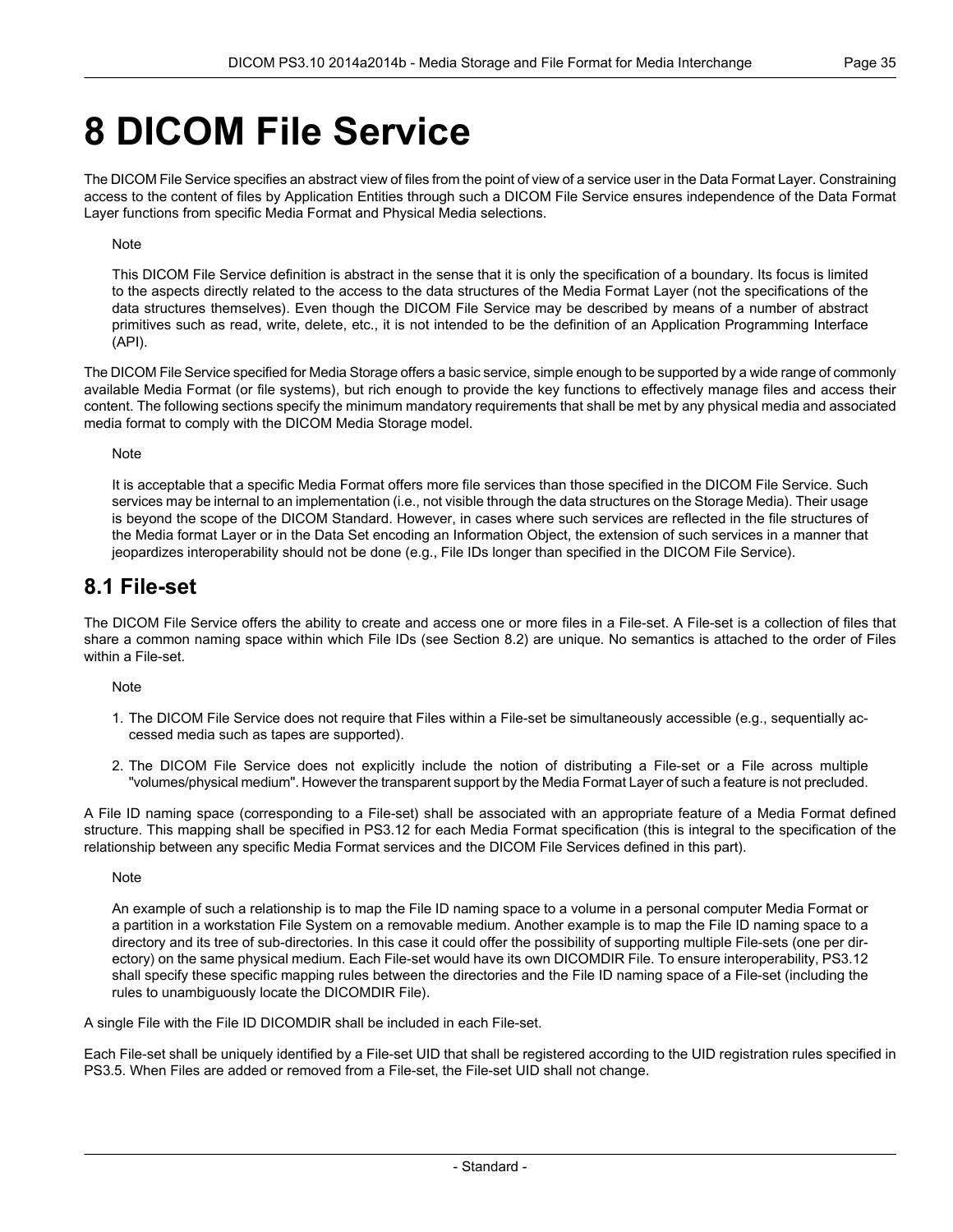# 8 DICOM File Service

The DICOM File Service specifies an abstract view of files from the point of view of a service user in the Data Format Layer. Constraining access to the content of files by Application Entities through such a DICOM File Service ensures independence of the Data Format Layer functions from specific Media Format and Physical Media selections.

Note

This DICOM File Service definition is abstract in the sense that it is only the specification of a boundary. Its focus is limited to the aspects directly related to the access to the data structures of the Media Format Layer (not the specifications of the data structures themselves). Even though the DICOM File Service may be described by means of a number of abstract primitives such as read, write, delete, etc., it is not intended to be the definition of an Application Programming Interface (API).

The DICOM File Service specified for Media Storage offers a basic service, simple enough to be supported by a wide range of commonly available Media Format (or file systems), but rich enough to provide the key functions to effectively manage files and access their content. The following sections specify the minimum mandatory requirements that shall be met by any physical media and associated media format to comply with the DICOM Media Storage model.

Note

It is acceptable that a specific Media Format offers more file services than those specified in the DICOM File Service. Such services may be internal to an implementation (i.e., not visible through the data structures on the Storage Media). Their usage is beyond the scope of the DICOM Standard. However, in cases where such services are reflected in the file structures of the Media format Layer or in the Data Set encoding an Information Object, the extension of such services in a manner that jeopardizes interoperability should not be done (e.g., File IDs longer than specified in the DICOM File Service).

## 8.1 File-set

The DICOM File Service offers the ability to create and access one or more files in a File-set. A File-set is a collection of files that share a common naming space within which File IDs (see Section 8.2) are unique. No semantics is attached to the order of Files within a File-set.

Note

1. The DICOM File Service does not require that Files within a File-set be simultaneously accessible (e.g., sequentially accessed media such as tapes are supported).
2. The DICOM File Service does not explicitly include the notion of distributing a File-set or a File across multiple "volumes/physical medium". However the transparent support by the Media Format Layer of such a feature is not precluded.

A File ID naming space (corresponding to a File-set) shall be associated with an appropriate feature of a Media Format defined structure. This mapping shall be specified in PS3.12 for each Media Format specification (this is integral to the specification of the relationship between any specific Media Format services and the DICOM File Services defined in this part).

Note

An example of such a relationship is to map the File ID naming space to a volume in a personal computer Media Format or a partition in a workstation File System on a removable medium. Another example is to map the File ID naming space to a directory and its tree of sub-directories. In this case it could offer the possibility of supporting multiple File-sets (one per directory) on the same physical medium. Each File-set would have its own DICOMDIR File. To ensure interoperability, PS3.12 shall specify these specific mapping rules between the directories and the File ID naming space of a File-set (including the rules to unambiguously locate the DICOMDIR File).

A single File with the File ID DICOMDIR shall be included in each File-set.

Each File-set shall be uniquely identified by a File-set UID that shall be registered according to the UID registration rules specified in PS3.5. When Files are added or removed from a File-set, the File-set UID shall not change.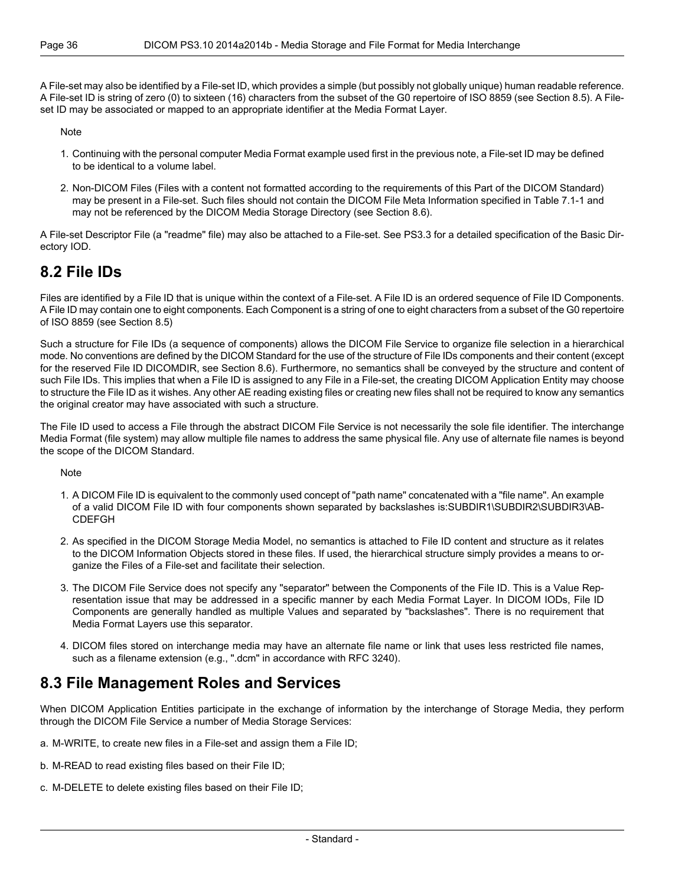A File-set may also be identified by a File-set ID, which provides a simple (but possibly not globally unique) human readable reference. A File-set ID is string of zero (0) to sixteen (16) characters from the subset of the G0 repertoire of ISO 8859 (see Section 8.5). A File-set ID may be associated or mapped to an appropriate identifier at the Media Format Layer.

Note

1. Continuing with the personal computer Media Format example used first in the previous note, a File-set ID may be defined to be identical to a volume label.
2. Non-DICOM Files (Files with a content not formatted according to the requirements of this Part of the DICOM Standard) may be present in a File-set. Such files should not contain the DICOM File Meta Information specified in Table 7.1-1 and may not be referenced by the DICOM Media Storage Directory (see Section 8.6).

A File-set Descriptor File (a "readme" file) may also be attached to a File-set. See PS3.3 for a detailed specification of the Basic Directory IOD.

## 8.2 File IDs

Files are identified by a File ID that is unique within the context of a File-set. A File ID is an ordered sequence of File ID Components. A File ID may contain one to eight components. Each Component is a string of one to eight characters from a subset of the G0 repertoire of ISO 8859 (see Section 8.5)

Such a structure for File IDs (a sequence of components) allows the DICOM File Service to organize file selection in a hierarchical mode. No conventions are defined by the DICOM Standard for the use of the structure of File IDs components and their content (except for the reserved File ID DICOMDIR, see Section 8.6). Furthermore, no semantics shall be conveyed by the structure and content of such File IDs. This implies that when a File ID is assigned to any File in a File-set, the creating DICOM Application Entity may choose to structure the File ID as it wishes. Any other AE reading existing files or creating new files shall not be required to know any semantics the original creator may have associated with such a structure.

The File ID used to access a File through the abstract DICOM File Service is not necessarily the sole file identifier. The interchange Media Format (file system) may allow multiple file names to address the same physical file. Any use of alternate file names is beyond the scope of the DICOM Standard.

Note

1. A DICOM File ID is equivalent to the commonly used concept of "path name" concatenated with a "file name". An example of a valid DICOM File ID with four components shown separated by backslashes is:SUBDIR1\SUBDIR2\SUBDIR3\ABCDEFGH
2. As specified in the DICOM Storage Media Model, no semantics is attached to File ID content and structure as it relates to the DICOM Information Objects stored in these files. If used, the hierarchical structure simply provides a means to organize the Files of a File-set and facilitate their selection.
3. The DICOM File Service does not specify any "separator" between the Components of the File ID. This is a Value Representation issue that may be addressed in a specific manner by each Media Format Layer. In DICOM IODs, File ID Components are generally handled as multiple Values and separated by "backslashes". There is no requirement that Media Format Layers use this separator.
4. DICOM files stored on interchange media may have an alternate file name or link that uses less restricted file names, such as a filename extension (e.g., ".dcm" in accordance with RFC 3240).

## 8.3 File Management Roles and Services

When DICOM Application Entities participate in the exchange of information by the interchange of Storage Media, they perform through the DICOM File Service a number of Media Storage Services:

a. M-WRITE, to create new files in a File-set and assign them a File ID;

b. M-READ to read existing files based on their File ID;

c. M-DELETE to delete existing files based on their File ID;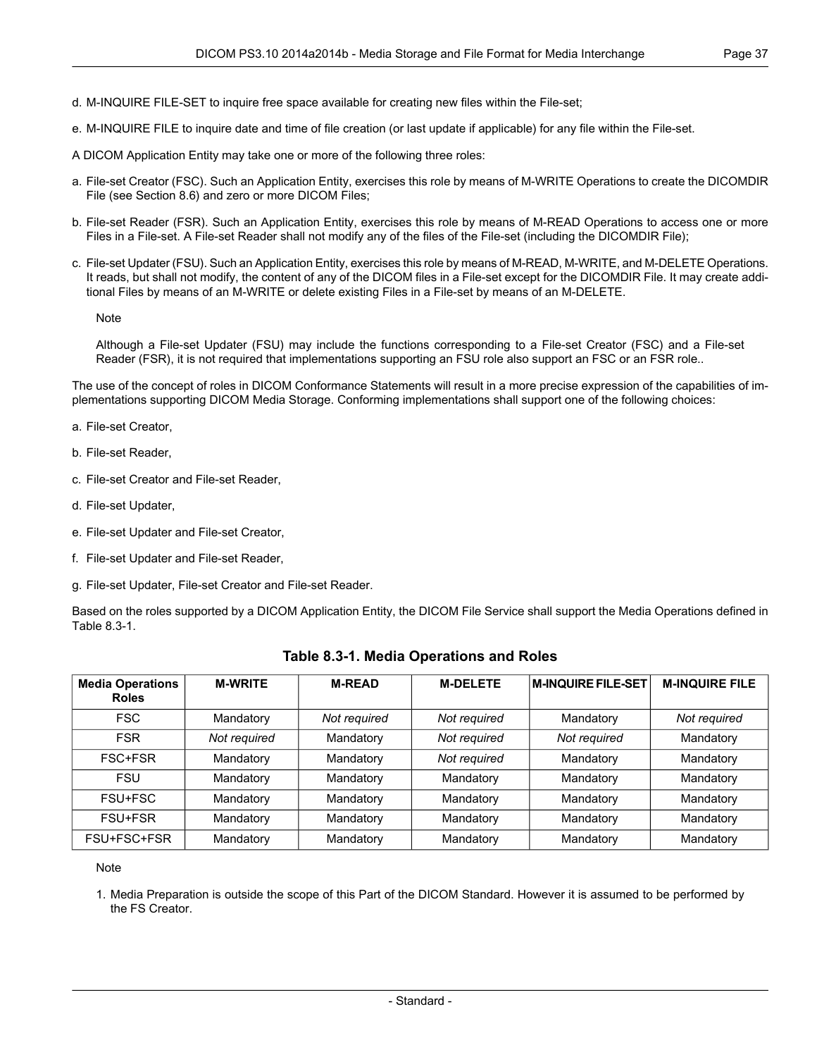d. M-INQUIRE FILE-SET to inquire free space available for creating new files within the File-set;

e. M-INQUIRE FILE to inquire date and time of file creation (or last update if applicable) for any file within the File-set.

A DICOM Application Entity may take one or more of the following three roles:

a. File-set Creator (FSC). Such an Application Entity, exercises this role by means of M-WRITE Operations to create the DICOMDIR File (see Section 8.6) and zero or more DICOM Files;

b. File-set Reader (FSR). Such an Application Entity, exercises this role by means of M-READ Operations to access one or more Files in a File-set. A File-set Reader shall not modify any of the files of the File-set (including the DICOMDIR File);

c. File-set Updater (FSU). Such an Application Entity, exercises this role by means of M-READ, M-WRITE, and M-DELETE Operations. It reads, but shall not modify, the content of any of the DICOM files in a File-set except for the DICOMDIR File. It may create additional Files by means of an M-WRITE or delete existing Files in a File-set by means of an M-DELETE.

   Note

   Although a File-set Updater (FSU) may include the functions corresponding to a File-set Creator (FSC) and a File-set Reader (FSR), it is not required that implementations supporting an FSU role also support an FSC or an FSR role..

The use of the concept of roles in DICOM Conformance Statements will result in a more precise expression of the capabilities of implementations supporting DICOM Media Storage. Conforming implementations shall support one of the following choices:

a. File-set Creator,

b. File-set Reader,

c. File-set Creator and File-set Reader,

d. File-set Updater,

e. File-set Updater and File-set Creator,

f. File-set Updater and File-set Reader,

g. File-set Updater, File-set Creator and File-set Reader.

Based on the roles supported by a DICOM Application Entity, the DICOM File Service shall support the Media Operations defined in Table 8.3-1.

**Table 8.3-1. Media Operations and Roles**

| Media Operations Roles | M-WRITE | M-READ | M-DELETE | M-INQUIRE FILE-SET | M-INQUIRE FILE |
|---|---|---|---|---|---|
| FSC | Mandatory | *Not required* | *Not required* | Mandatory | *Not required* |
| FSR | *Not required* | Mandatory | *Not required* | *Not required* | Mandatory |
| FSC+FSR | Mandatory | Mandatory | *Not required* | Mandatory | Mandatory |
| FSU | Mandatory | Mandatory | Mandatory | Mandatory | Mandatory |
| FSU+FSC | Mandatory | Mandatory | Mandatory | Mandatory | Mandatory |
| FSU+FSR | Mandatory | Mandatory | Mandatory | Mandatory | Mandatory |
| FSU+FSC+FSR | Mandatory | Mandatory | Mandatory | Mandatory | Mandatory |

Note

1. Media Preparation is outside the scope of this Part of the DICOM Standard. However it is assumed to be performed by the FS Creator.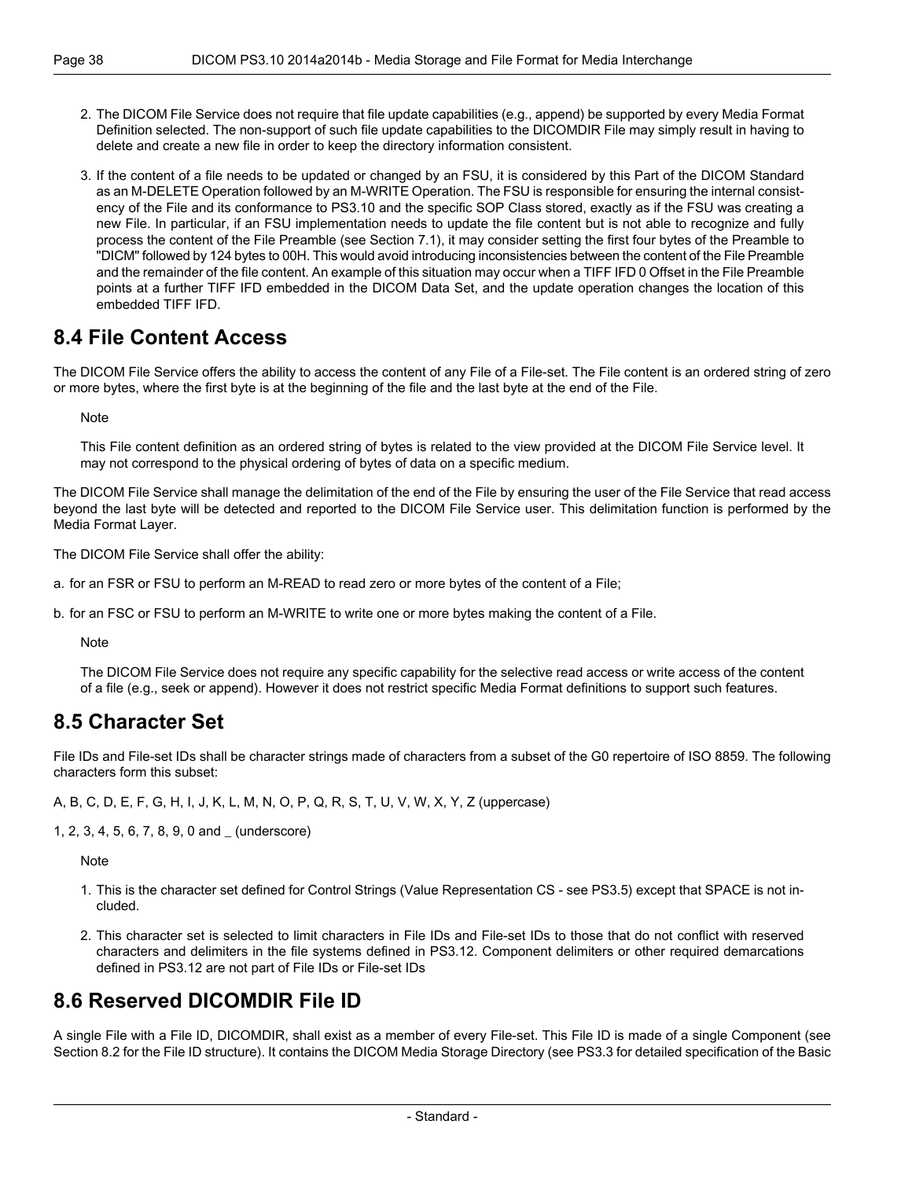2. The DICOM File Service does not require that file update capabilities (e.g., append) be supported by every Media Format Definition selected. The non-support of such file update capabilities to the DICOMDIR File may simply result in having to delete and create a new file in order to keep the directory information consistent.

3. If the content of a file needs to be updated or changed by an FSU, it is considered by this Part of the DICOM Standard as an M-DELETE Operation followed by an M-WRITE Operation. The FSU is responsible for ensuring the internal consistency of the File and its conformance to PS3.10 and the specific SOP Class stored, exactly as if the FSU was creating a new File. In particular, if an FSU implementation needs to update the file content but is not able to recognize and fully process the content of the File Preamble (see Section 7.1), it may consider setting the first four bytes of the Preamble to "DICM" followed by 124 bytes to 00H. This would avoid introducing inconsistencies between the content of the File Preamble and the remainder of the file content. An example of this situation may occur when a TIFF IFD 0 Offset in the File Preamble points at a further TIFF IFD embedded in the DICOM Data Set, and the update operation changes the location of this embedded TIFF IFD.

## 8.4 File Content Access

The DICOM File Service offers the ability to access the content of any File of a File-set. The File content is an ordered string of zero or more bytes, where the first byte is at the beginning of the file and the last byte at the end of the File.

Note

This File content definition as an ordered string of bytes is related to the view provided at the DICOM File Service level. It may not correspond to the physical ordering of bytes of data on a specific medium.

The DICOM File Service shall manage the delimitation of the end of the File by ensuring the user of the File Service that read access beyond the last byte will be detected and reported to the DICOM File Service user. This delimitation function is performed by the Media Format Layer.

The DICOM File Service shall offer the ability:

a. for an FSR or FSU to perform an M-READ to read zero or more bytes of the content of a File;

b. for an FSC or FSU to perform an M-WRITE to write one or more bytes making the content of a File.

Note

The DICOM File Service does not require any specific capability for the selective read access or write access of the content of a file (e.g., seek or append). However it does not restrict specific Media Format definitions to support such features.

## 8.5 Character Set

File IDs and File-set IDs shall be character strings made of characters from a subset of the G0 repertoire of ISO 8859. The following characters form this subset:

A, B, C, D, E, F, G, H, I, J, K, L, M, N, O, P, Q, R, S, T, U, V, W, X, Y, Z (uppercase)

1, 2, 3, 4, 5, 6, 7, 8, 9, 0 and _ (underscore)

Note

1. This is the character set defined for Control Strings (Value Representation CS - see PS3.5) except that SPACE is not included.

2. This character set is selected to limit characters in File IDs and File-set IDs to those that do not conflict with reserved characters and delimiters in the file systems defined in PS3.12. Component delimiters or other required demarcations defined in PS3.12 are not part of File IDs or File-set IDs

## 8.6 Reserved DICOMDIR File ID

A single File with a File ID, DICOMDIR, shall exist as a member of every File-set. This File ID is made of a single Component (see Section 8.2 for the File ID structure). It contains the DICOM Media Storage Directory (see PS3.3 for detailed specification of the Basic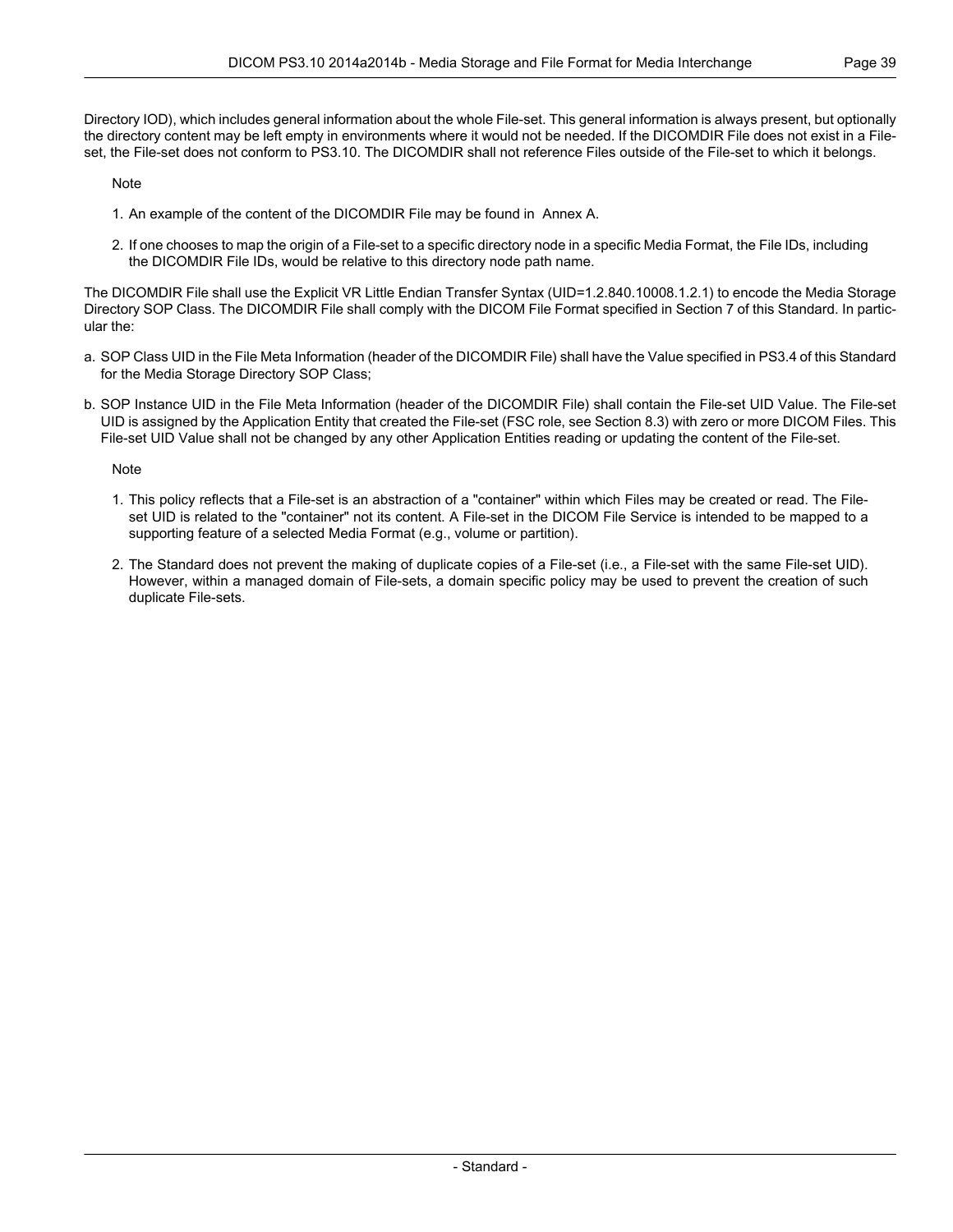Directory IOD), which includes general information about the whole File-set. This general information is always present, but optionally the directory content may be left empty in environments where it would not be needed. If the DICOMDIR File does not exist in a File-set, the File-set does not conform to PS3.10. The DICOMDIR shall not reference Files outside of the File-set to which it belongs.

Note

1. An example of the content of the DICOMDIR File may be found in Annex A.
2. If one chooses to map the origin of a File-set to a specific directory node in a specific Media Format, the File IDs, including the DICOMDIR File IDs, would be relative to this directory node path name.

The DICOMDIR File shall use the Explicit VR Little Endian Transfer Syntax (UID=1.2.840.10008.1.2.1) to encode the Media Storage Directory SOP Class. The DICOMDIR File shall comply with the DICOM File Format specified in Section 7 of this Standard. In particular the:

a. SOP Class UID in the File Meta Information (header of the DICOMDIR File) shall have the Value specified in PS3.4 of this Standard for the Media Storage Directory SOP Class;

b. SOP Instance UID in the File Meta Information (header of the DICOMDIR File) shall contain the File-set UID Value. The File-set UID is assigned by the Application Entity that created the File-set (FSC role, see Section 8.3) with zero or more DICOM Files. This File-set UID Value shall not be changed by any other Application Entities reading or updating the content of the File-set.

Note

1. This policy reflects that a File-set is an abstraction of a "container" within which Files may be created or read. The File-set UID is related to the "container" not its content. A File-set in the DICOM File Service is intended to be mapped to a supporting feature of a selected Media Format (e.g., volume or partition).
2. The Standard does not prevent the making of duplicate copies of a File-set (i.e., a File-set with the same File-set UID). However, within a managed domain of File-sets, a domain specific policy may be used to prevent the creation of such duplicate File-sets.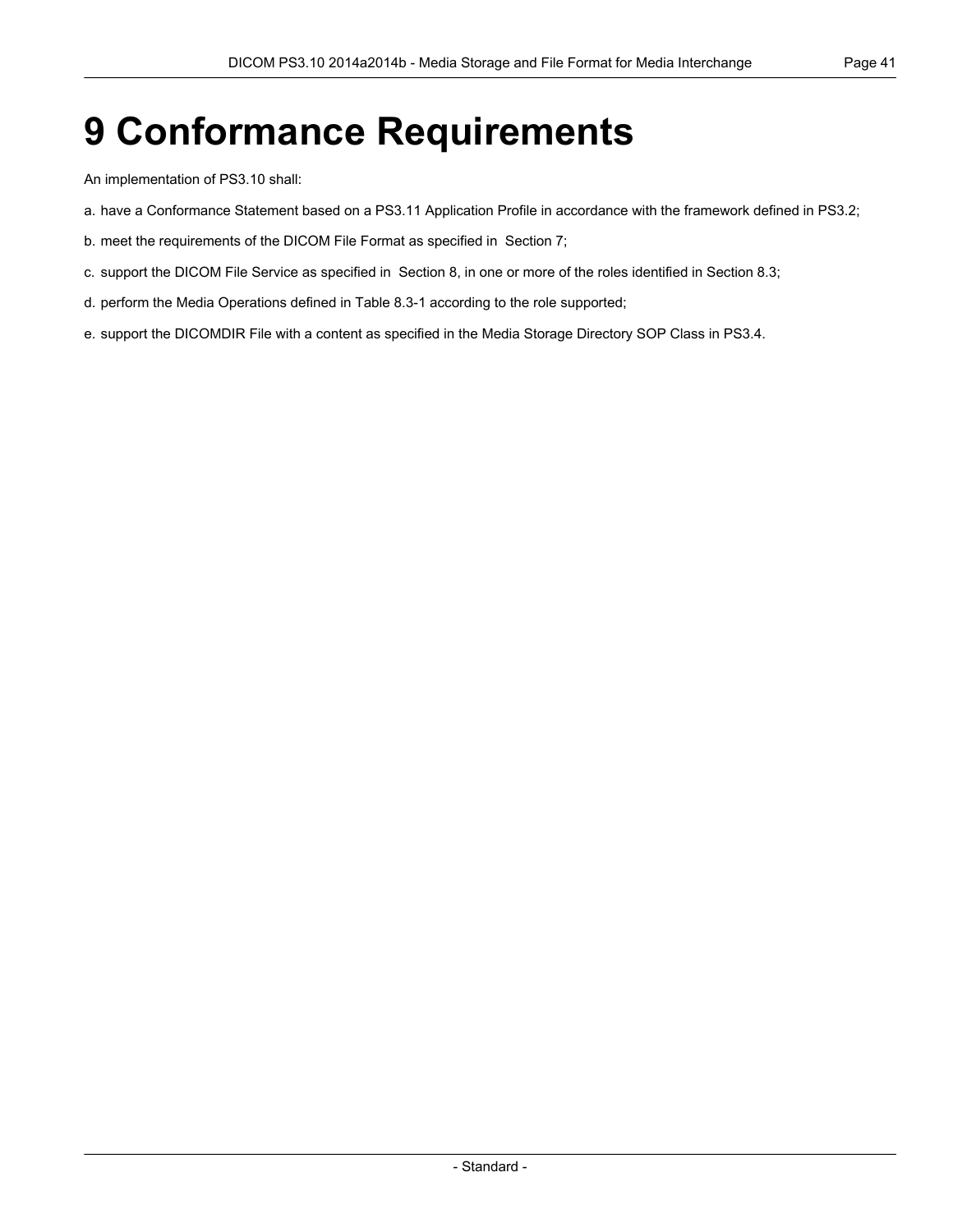# 9 Conformance Requirements

An implementation of PS3.10 shall:

a. have a Conformance Statement based on a PS3.11 Application Profile in accordance with the framework defined in PS3.2;

b. meet the requirements of the DICOM File Format as specified in Section 7;

c. support the DICOM File Service as specified in Section 8, in one or more of the roles identified in Section 8.3;

d. perform the Media Operations defined in Table 8.3-1 according to the role supported;

e. support the DICOMDIR File with a content as specified in the Media Storage Directory SOP Class in PS3.4.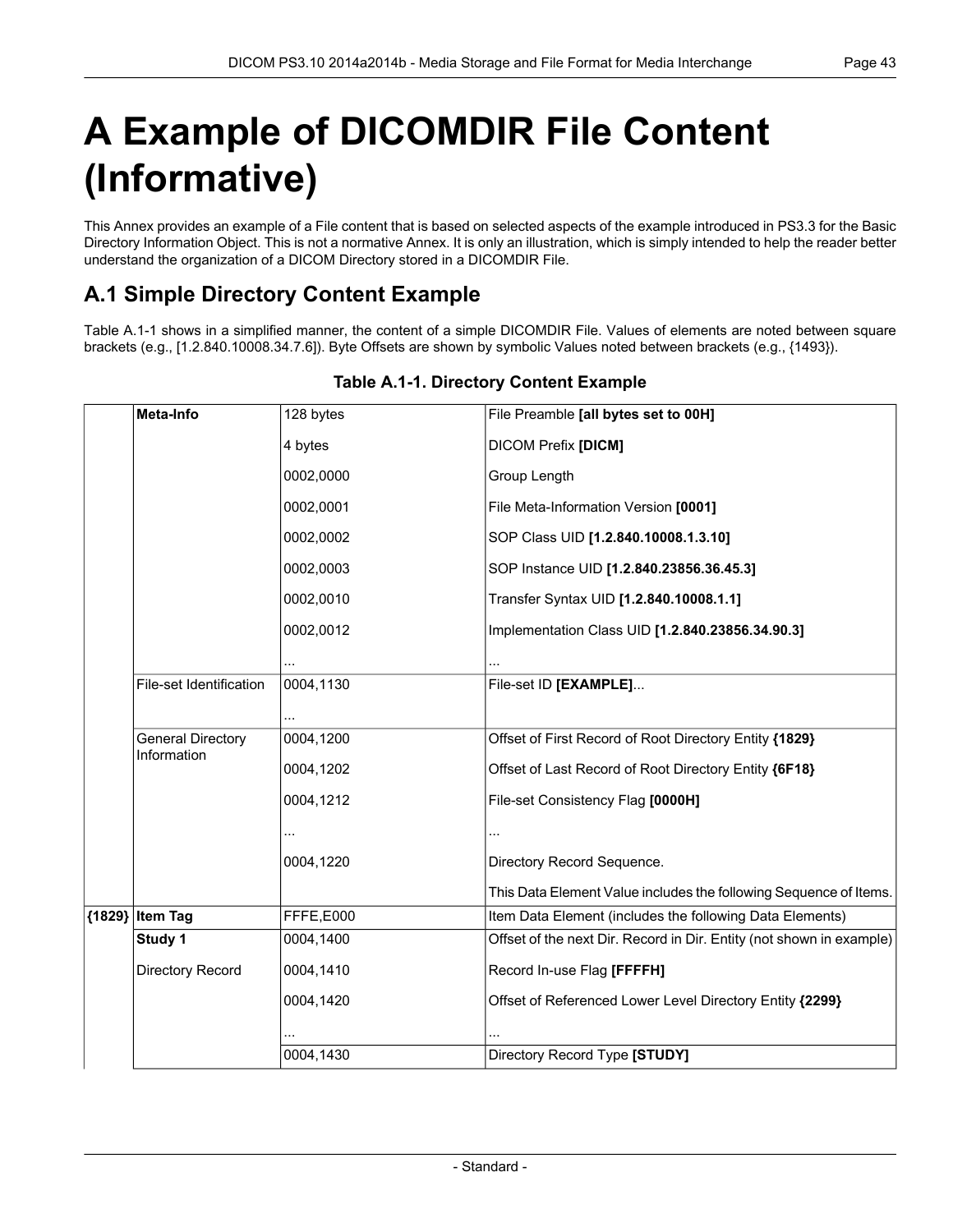# A Example of DICOMDIR File Content (Informative)

This Annex provides an example of a File content that is based on selected aspects of the example introduced in PS3.3 for the Basic Directory Information Object. This is not a normative Annex. It is only an illustration, which is simply intended to help the reader better understand the organization of a DICOM Directory stored in a DICOMDIR File.

## A.1 Simple Directory Content Example

Table A.1-1 shows in a simplified manner, the content of a simple DICOMDIR File. Values of elements are noted between square brackets (e.g., [1.2.840.10008.34.7.6]). Byte Offsets are shown by symbolic Values noted between brackets (e.g., {1493}).

**Table A.1-1. Directory Content Example**

| | | | |
|---|---|---|---|
| | **Meta-Info** | 128 bytes | File Preamble **[all bytes set to 00H]** |
| | | 4 bytes | DICOM Prefix **[DICM]** |
| | | 0002,0000 | Group Length |
| | | 0002,0001 | File Meta-Information Version **[0001]** |
| | | 0002,0002 | SOP Class UID **[1.2.840.10008.1.3.10]** |
| | | 0002,0003 | SOP Instance UID **[1.2.840.23856.36.45.3]** |
| | | 0002,0010 | Transfer Syntax UID **[1.2.840.10008.1.1]** |
| | | 0002,0012 | Implementation Class UID **[1.2.840.23856.34.90.3]** |
| | | ... | ... |
| | File-set Identification | 0004,1130 | File-set ID **[EXAMPLE]**... |
| | | ... | |
| | General Directory Information | 0004,1200 | Offset of First Record of Root Directory Entity **{1829}** |
| | | 0004,1202 | Offset of Last Record of Root Directory Entity **{6F18}** |
| | | 0004,1212 | File-set Consistency Flag **[0000H]** |
| | | ... | ... |
| | | 0004,1220 | Directory Record Sequence. |
| | | | This Data Element Value includes the following Sequence of Items. |
| **{1829}** | **Item Tag** | FFFE,E000 | Item Data Element (includes the following Data Elements) |
| | **Study 1** | 0004,1400 | Offset of the next Dir. Record in Dir. Entity (not shown in example) |
| | Directory Record | 0004,1410 | Record In-use Flag **[FFFFH]** |
| | | 0004,1420 | Offset of Referenced Lower Level Directory Entity **{2299}** |
| | | ... | ... |
| | | 0004,1430 | Directory Record Type **[STUDY]** |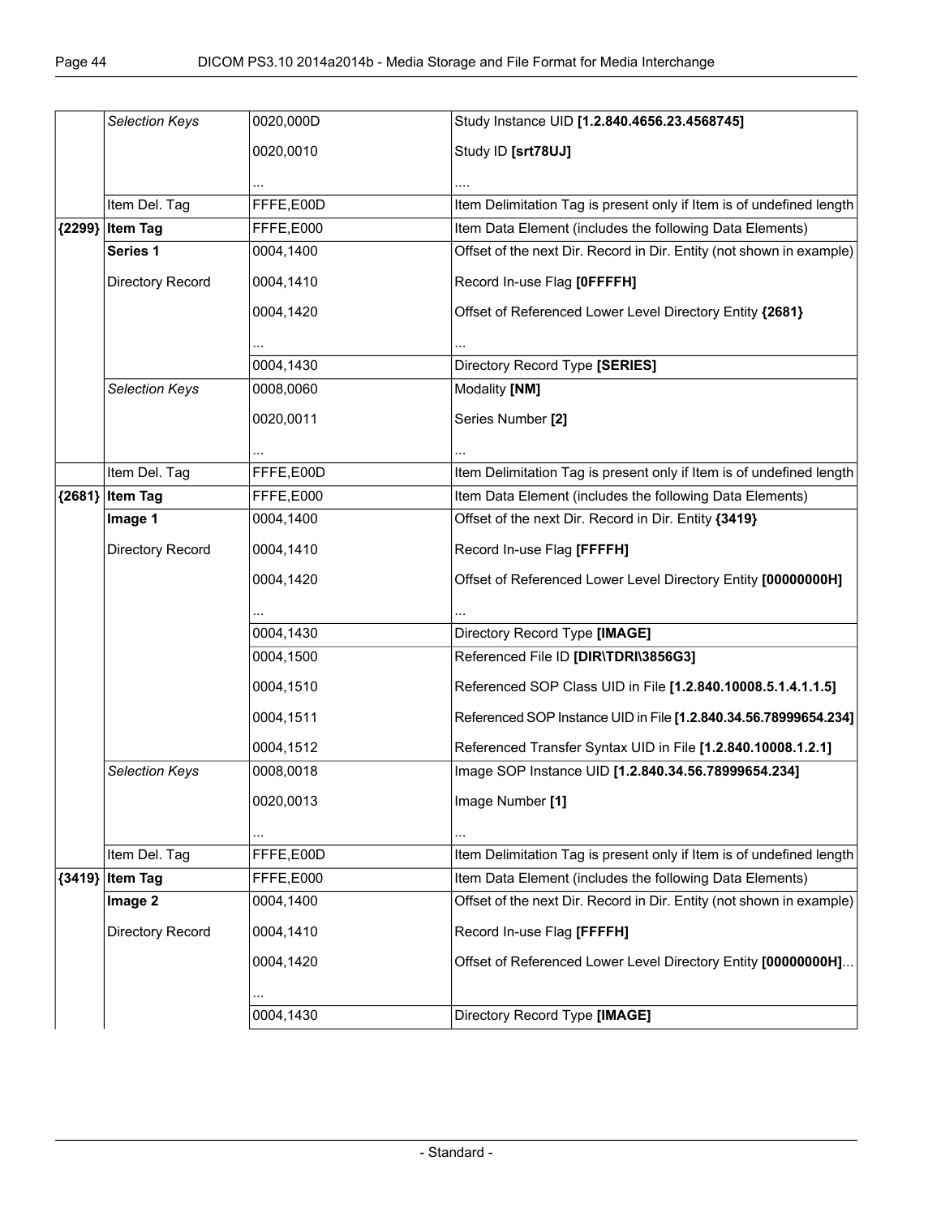| | | | |
|---|---|---|---|
| | *Selection Keys* | 0020,000D | Study Instance UID **[1.2.840.4656.23.4568745]** |
| | | 0020,0010 | Study ID **[srt78UJ]** |
| | | ... | .... |
| | Item Del. Tag | FFFE,E00D | Item Delimitation Tag is present only if Item is of undefined length |
| **{2299}** | **Item Tag** | FFFE,E000 | Item Data Element (includes the following Data Elements) |
| | **Series 1** | 0004,1400 | Offset of the next Dir. Record in Dir. Entity (not shown in example) |
| | Directory Record | 0004,1410 | Record In-use Flag **[0FFFFH]** |
| | | 0004,1420 | Offset of Referenced Lower Level Directory Entity **{2681}** |
| | | ... | ... |
| | | 0004,1430 | Directory Record Type **[SERIES]** |
| | *Selection Keys* | 0008,0060 | Modality **[NM]** |
| | | 0020,0011 | Series Number **[2]** |
| | | ... | ... |
| | Item Del. Tag | FFFE,E00D | Item Delimitation Tag is present only if Item is of undefined length |
| **{2681}** | **Item Tag** | FFFE,E000 | Item Data Element (includes the following Data Elements) |
| | **Image 1** | 0004,1400 | Offset of the next Dir. Record in Dir. Entity **{3419}** |
| | Directory Record | 0004,1410 | Record In-use Flag **[FFFFH]** |
| | | 0004,1420 | Offset of Referenced Lower Level Directory Entity **[00000000H]** |
| | | ... | ... |
| | | 0004,1430 | Directory Record Type **[IMAGE]** |
| | | 0004,1500 | Referenced File ID **[DIR\TDRI\3856G3]** |
| | | 0004,1510 | Referenced SOP Class UID in File **[1.2.840.10008.5.1.4.1.1.5]** |
| | | 0004,1511 | Referenced SOP Instance UID in File **[1.2.840.34.56.78999654.234]** |
| | | 0004,1512 | Referenced Transfer Syntax UID in File **[1.2.840.10008.1.2.1]** |
| | *Selection Keys* | 0008,0018 | Image SOP Instance UID **[1.2.840.34.56.78999654.234]** |
| | | 0020,0013 | Image Number **[1]** |
| | | ... | ... |
| | Item Del. Tag | FFFE,E00D | Item Delimitation Tag is present only if Item is of undefined length |
| **{3419}** | **Item Tag** | FFFE,E000 | Item Data Element (includes the following Data Elements) |
| | **Image 2** | 0004,1400 | Offset of the next Dir. Record in Dir. Entity (not shown in example) |
| | Directory Record | 0004,1410 | Record In-use Flag **[FFFFH]** |
| | | 0004,1420 | Offset of Referenced Lower Level Directory Entity **[00000000H]**... |
| | | ... | |
| | | 0004,1430 | Directory Record Type **[IMAGE]** |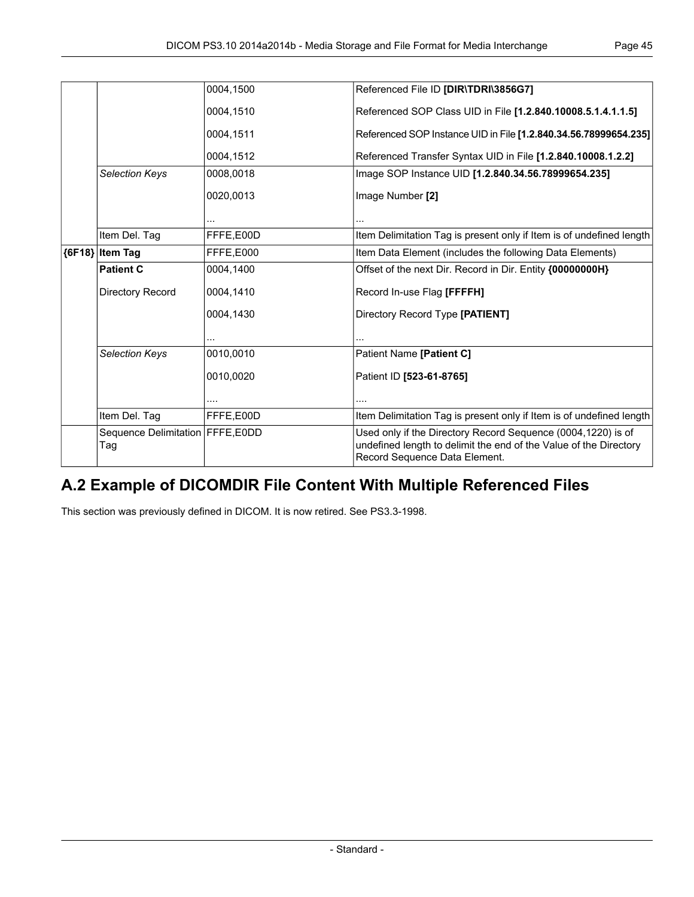| | | | |
|---|---|---|---|
| | | 0004,1500 | Referenced File ID **[DIR\TDRI\3856G7]** |
| | | 0004,1510 | Referenced SOP Class UID in File **[1.2.840.10008.5.1.4.1.1.5]** |
| | | 0004,1511 | Referenced SOP Instance UID in File **[1.2.840.34.56.78999654.235]** |
| | | 0004,1512 | Referenced Transfer Syntax UID in File **[1.2.840.10008.1.2.2]** |
| | *Selection Keys* | 0008,0018 | Image SOP Instance UID **[1.2.840.34.56.78999654.235]** |
| | | 0020,0013 | Image Number **[2]** |
| | | ... | ... |
| | Item Del. Tag | FFFE,E00D | Item Delimitation Tag is present only if Item is of undefined length |
| **{6F18}** | **Item Tag** | FFFE,E000 | Item Data Element (includes the following Data Elements) |
| | **Patient C** | 0004,1400 | Offset of the next Dir. Record in Dir. Entity **{00000000H}** |
| | Directory Record | 0004,1410 | Record In-use Flag **[FFFFH]** |
| | | 0004,1430 | Directory Record Type **[PATIENT]** |
| | | ... | ... |
| | *Selection Keys* | 0010,0010 | Patient Name **[Patient C]** |
| | | 0010,0020 | Patient ID **[523-61-8765]** |
| | | .... | .... |
| | Item Del. Tag | FFFE,E00D | Item Delimitation Tag is present only if Item is of undefined length |
| | Sequence Delimitation Tag | FFFE,E0DD | Used only if the Directory Record Sequence (0004,1220) is of undefined length to delimit the end of the Value of the Directory Record Sequence Data Element. |

## A.2 Example of DICOMDIR File Content With Multiple Referenced Files

This section was previously defined in DICOM. It is now retired. See PS3.3-1998.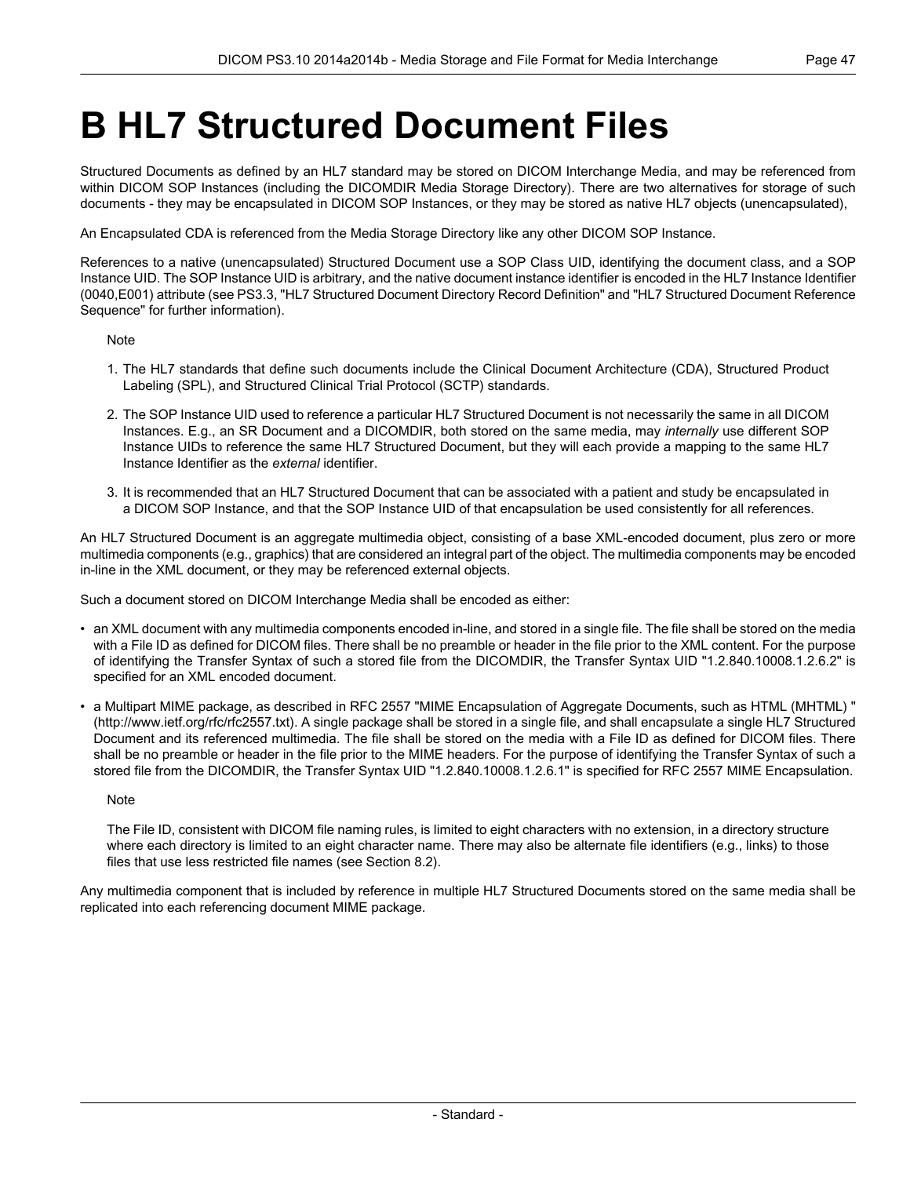# B HL7 Structured Document Files

Structured Documents as defined by an HL7 standard may be stored on DICOM Interchange Media, and may be referenced from within DICOM SOP Instances (including the DICOMDIR Media Storage Directory). There are two alternatives for storage of such documents - they may be encapsulated in DICOM SOP Instances, or they may be stored as native HL7 objects (unencapsulated),

An Encapsulated CDA is referenced from the Media Storage Directory like any other DICOM SOP Instance.

References to a native (unencapsulated) Structured Document use a SOP Class UID, identifying the document class, and a SOP Instance UID. The SOP Instance UID is arbitrary, and the native document instance identifier is encoded in the HL7 Instance Identifier (0040,E001) attribute (see PS3.3, "HL7 Structured Document Directory Record Definition" and "HL7 Structured Document Reference Sequence" for further information).

Note

1. The HL7 standards that define such documents include the Clinical Document Architecture (CDA), Structured Product Labeling (SPL), and Structured Clinical Trial Protocol (SCTP) standards.
2. The SOP Instance UID used to reference a particular HL7 Structured Document is not necessarily the same in all DICOM Instances. E.g., an SR Document and a DICOMDIR, both stored on the same media, may *internally* use different SOP Instance UIDs to reference the same HL7 Structured Document, but they will each provide a mapping to the same HL7 Instance Identifier as the *external* identifier.
3. It is recommended that an HL7 Structured Document that can be associated with a patient and study be encapsulated in a DICOM SOP Instance, and that the SOP Instance UID of that encapsulation be used consistently for all references.

An HL7 Structured Document is an aggregate multimedia object, consisting of a base XML-encoded document, plus zero or more multimedia components (e.g., graphics) that are considered an integral part of the object. The multimedia components may be encoded in-line in the XML document, or they may be referenced external objects.

Such a document stored on DICOM Interchange Media shall be encoded as either:

- an XML document with any multimedia components encoded in-line, and stored in a single file. The file shall be stored on the media with a File ID as defined for DICOM files. There shall be no preamble or header in the file prior to the XML content. For the purpose of identifying the Transfer Syntax of such a stored file from the DICOMDIR, the Transfer Syntax UID "1.2.840.10008.1.2.6.2" is specified for an XML encoded document.
- a Multipart MIME package, as described in RFC 2557 "MIME Encapsulation of Aggregate Documents, such as HTML (MHTML) " (http://www.ietf.org/rfc/rfc2557.txt). A single package shall be stored in a single file, and shall encapsulate a single HL7 Structured Document and its referenced multimedia. The file shall be stored on the media with a File ID as defined for DICOM files. There shall be no preamble or header in the file prior to the MIME headers. For the purpose of identifying the Transfer Syntax of such a stored file from the DICOMDIR, the Transfer Syntax UID "1.2.840.10008.1.2.6.1" is specified for RFC 2557 MIME Encapsulation.

Note

The File ID, consistent with DICOM file naming rules, is limited to eight characters with no extension, in a directory structure where each directory is limited to an eight character name. There may also be alternate file identifiers (e.g., links) to those files that use less restricted file names (see Section 8.2).

Any multimedia component that is included by reference in multiple HL7 Structured Documents stored on the same media shall be replicated into each referencing document MIME package.